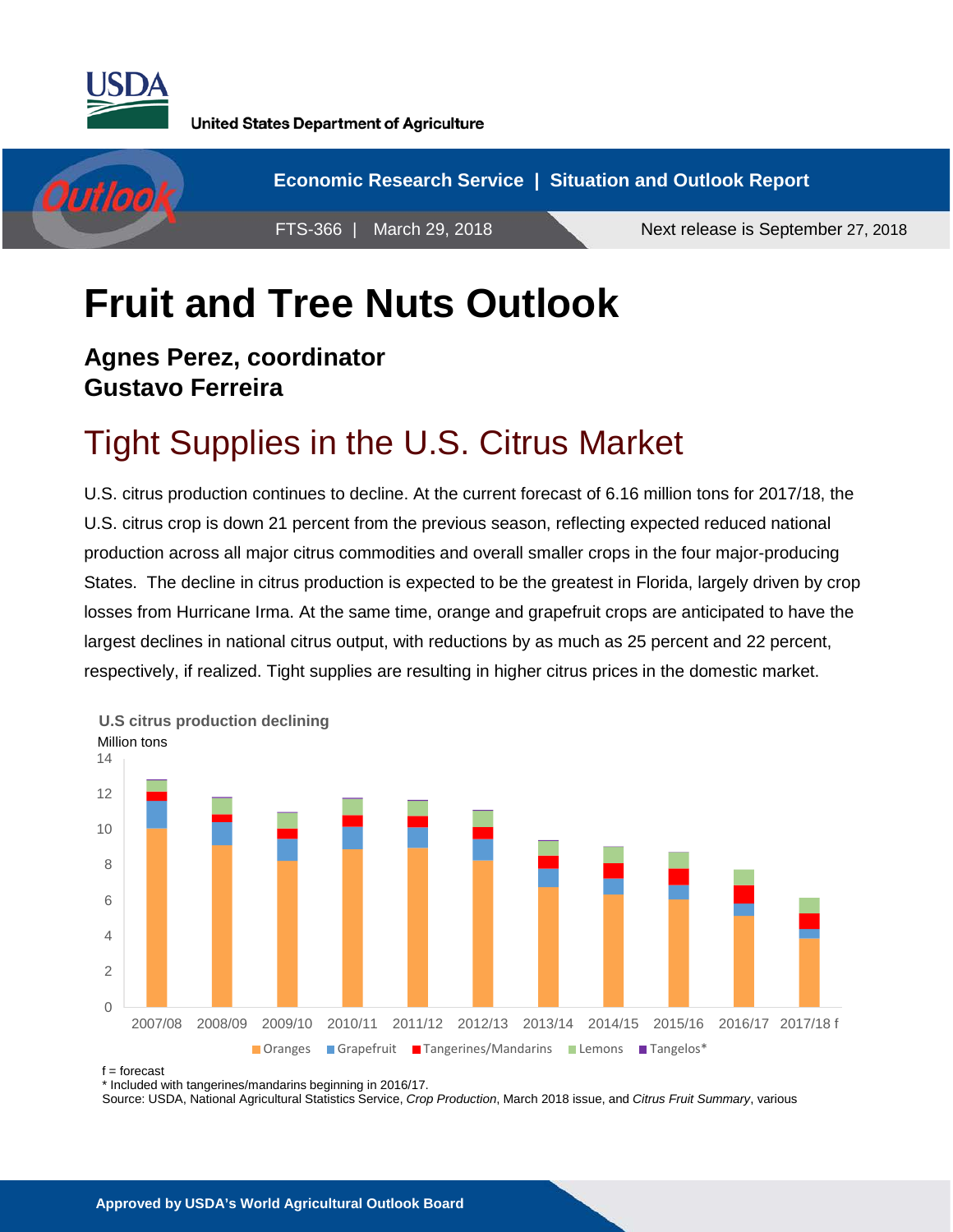USDA

United States Department of Agriculture

Economic Research Service | Situation and Outlook Report

FTS-366 | March 29, 2018

Next release is September 27, 2018

# Fruit and Tree Nuts Outlook

**Agnes Perez, coordinator**
**Gustavo Ferreira**

## Tight Supplies in the U.S. Citrus Market

U.S. citrus production continues to decline. At the current forecast of 6.16 million tons for 2017/18, the U.S. citrus crop is down 21 percent from the previous season, reflecting expected reduced national production across all major citrus commodities and overall smaller crops in the four major-producing States. The decline in citrus production is expected to be the greatest in Florida, largely driven by crop losses from Hurricane Irma. At the same time, orange and grapefruit crops are anticipated to have the largest declines in national citrus output, with reductions by as much as 25 percent and 22 percent, respectively, if realized. Tight supplies are resulting in higher citrus prices in the domestic market.

**U.S citrus production declining**

Million tons

f = forecast
* Included with tangerines/mandarins beginning in 2016/17.
Source: USDA, National Agricultural Statistics Service, *Crop Production*, March 2018 issue, and *Citrus Fruit Summary*, various

**Approved by USDA's World Agricultural Outlook Board**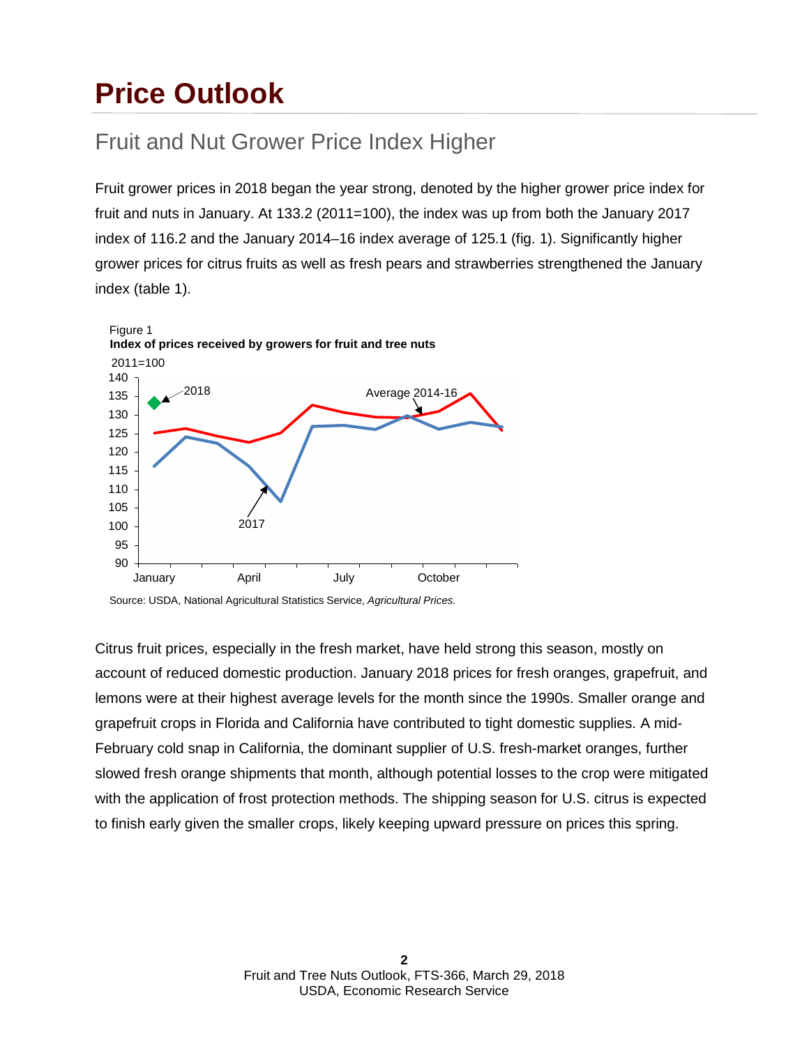# Price Outlook

## Fruit and Nut Grower Price Index Higher

Fruit grower prices in 2018 began the year strong, denoted by the higher grower price index for fruit and nuts in January. At 133.2 (2011=100), the index was up from both the January 2017 index of 116.2 and the January 2014–16 index average of 125.1 (fig. 1). Significantly higher grower prices for citrus fruits as well as fresh pears and strawberries strengthened the January index (table 1).

Figure 1
**Index of prices received by growers for fruit and tree nuts**

Source: USDA, National Agricultural Statistics Service, *Agricultural Prices.*

Citrus fruit prices, especially in the fresh market, have held strong this season, mostly on account of reduced domestic production. January 2018 prices for fresh oranges, grapefruit, and lemons were at their highest average levels for the month since the 1990s. Smaller orange and grapefruit crops in Florida and California have contributed to tight domestic supplies. A mid-February cold snap in California, the dominant supplier of U.S. fresh-market oranges, further slowed fresh orange shipments that month, although potential losses to the crop were mitigated with the application of frost protection methods. The shipping season for U.S. citrus is expected to finish early given the smaller crops, likely keeping upward pressure on prices this spring.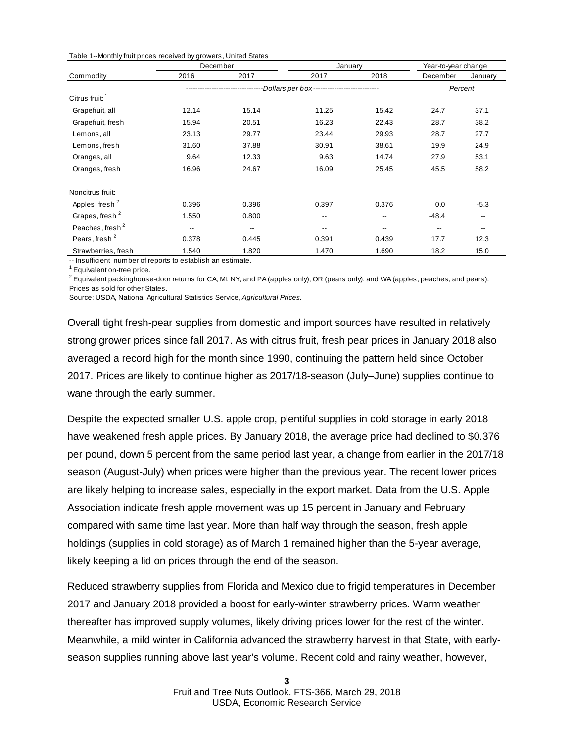Table 1--Monthly fruit prices received by growers, United States

| Commodity | December | | January | | Year-to-year change | |
|---|---|---|---|---|---|---|
| | 2016 | 2017 | 2017 | 2018 | December | January |
| | Dollars per box | | | | Percent | |
| Citrus fruit:[1] | | | | | | |
| Grapefruit, all | 12.14 | 15.14 | 11.25 | 15.42 | 24.7 | 37.1 |
| Grapefruit, fresh | 15.94 | 20.51 | 16.23 | 22.43 | 28.7 | 38.2 |
| Lemons, all | 23.13 | 29.77 | 23.44 | 29.93 | 28.7 | 27.7 |
| Lemons, fresh | 31.60 | 37.88 | 30.91 | 38.61 | 19.9 | 24.9 |
| Oranges, all | 9.64 | 12.33 | 9.63 | 14.74 | 27.9 | 53.1 |
| Oranges, fresh | 16.96 | 24.67 | 16.09 | 25.45 | 45.5 | 58.2 |
| Noncitrus fruit: | | | | | | |
| Apples, fresh[2] | 0.396 | 0.396 | 0.397 | 0.376 | 0.0 | -5.3 |
| Grapes, fresh[2] | 1.550 | 0.800 | -- | -- | -48.4 | -- |
| Peaches, fresh[2] | -- | -- | -- | -- | -- | -- |
| Pears, fresh[2] | 0.378 | 0.445 | 0.391 | 0.439 | 17.7 | 12.3 |
| Strawberries, fresh | 1.540 | 1.820 | 1.470 | 1.690 | 18.2 | 15.0 |

-- Insufficient number of reports to establish an estimate.

[1] Equivalent on-tree price.

[2] Equivalent packinghouse-door returns for CA, MI, NY, and PA (apples only), OR (pears only), and WA (apples, peaches, and pears). Prices as sold for other States.

Source: USDA, National Agricultural Statistics Service, *Agricultural Prices.*

Overall tight fresh-pear supplies from domestic and import sources have resulted in relatively strong grower prices since fall 2017. As with citrus fruit, fresh pear prices in January 2018 also averaged a record high for the month since 1990, continuing the pattern held since October 2017. Prices are likely to continue higher as 2017/18-season (July–June) supplies continue to wane through the early summer.

Despite the expected smaller U.S. apple crop, plentiful supplies in cold storage in early 2018 have weakened fresh apple prices. By January 2018, the average price had declined to $0.376 per pound, down 5 percent from the same period last year, a change from earlier in the 2017/18 season (August-July) when prices were higher than the previous year. The recent lower prices are likely helping to increase sales, especially in the export market. Data from the U.S. Apple Association indicate fresh apple movement was up 15 percent in January and February compared with same time last year. More than half way through the season, fresh apple holdings (supplies in cold storage) as of March 1 remained higher than the 5-year average, likely keeping a lid on prices through the end of the season.

Reduced strawberry supplies from Florida and Mexico due to frigid temperatures in December 2017 and January 2018 provided a boost for early-winter strawberry prices. Warm weather thereafter has improved supply volumes, likely driving prices lower for the rest of the winter. Meanwhile, a mild winter in California advanced the strawberry harvest in that State, with early-season supplies running above last year's volume. Recent cold and rainy weather, however,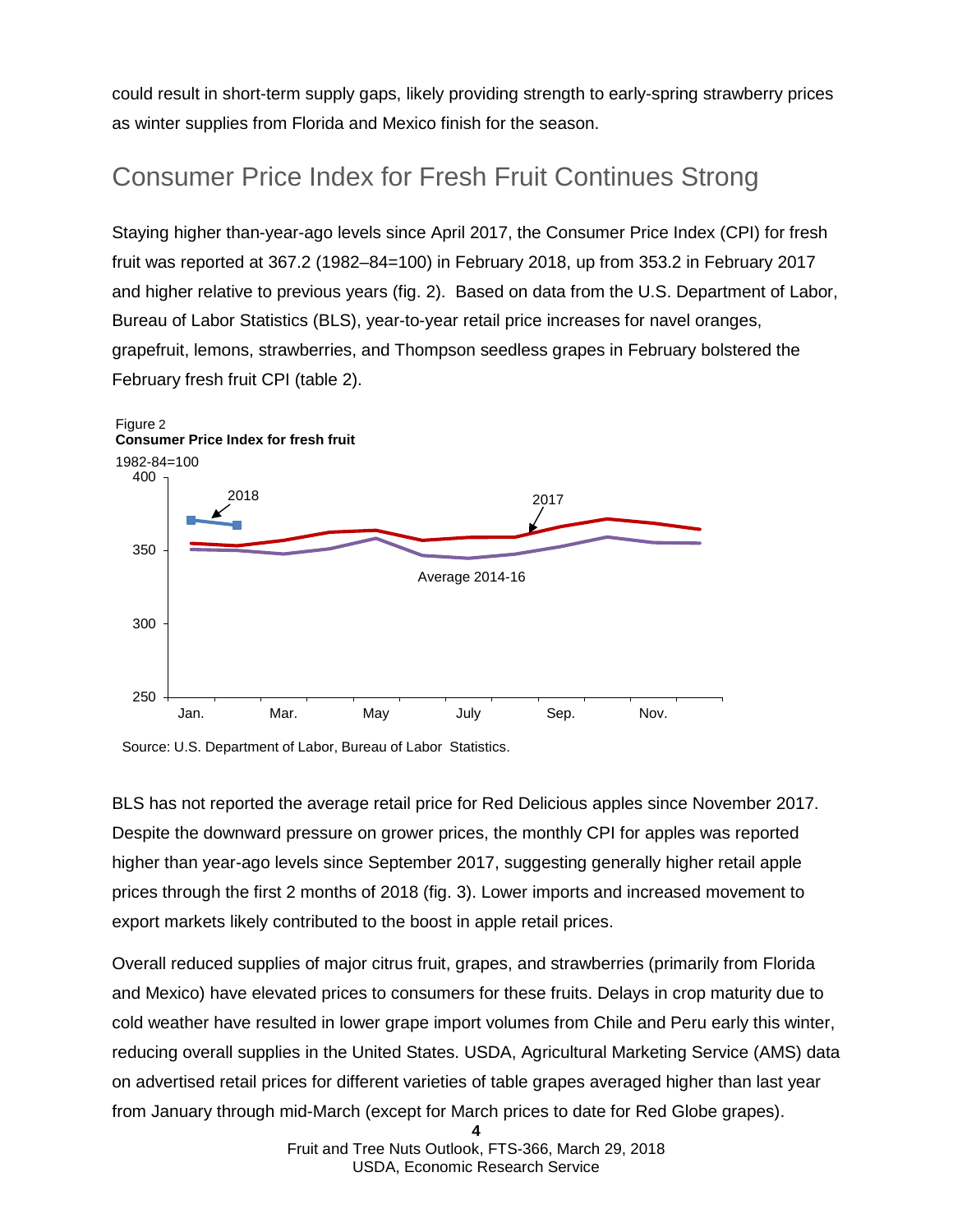could result in short-term supply gaps, likely providing strength to early-spring strawberry prices as winter supplies from Florida and Mexico finish for the season.

## Consumer Price Index for Fresh Fruit Continues Strong

Staying higher than-year-ago levels since April 2017, the Consumer Price Index (CPI) for fresh fruit was reported at 367.2 (1982–84=100) in February 2018, up from 353.2 in February 2017 and higher relative to previous years (fig. 2). Based on data from the U.S. Department of Labor, Bureau of Labor Statistics (BLS), year-to-year retail price increases for navel oranges, grapefruit, lemons, strawberries, and Thompson seedless grapes in February bolstered the February fresh fruit CPI (table 2).

Figure 2
**Consumer Price Index for fresh fruit**

1982-84=100

Source: U.S. Department of Labor, Bureau of Labor Statistics.

BLS has not reported the average retail price for Red Delicious apples since November 2017. Despite the downward pressure on grower prices, the monthly CPI for apples was reported higher than year-ago levels since September 2017, suggesting generally higher retail apple prices through the first 2 months of 2018 (fig. 3). Lower imports and increased movement to export markets likely contributed to the boost in apple retail prices.

Overall reduced supplies of major citrus fruit, grapes, and strawberries (primarily from Florida and Mexico) have elevated prices to consumers for these fruits. Delays in crop maturity due to cold weather have resulted in lower grape import volumes from Chile and Peru early this winter, reducing overall supplies in the United States. USDA, Agricultural Marketing Service (AMS) data on advertised retail prices for different varieties of table grapes averaged higher than last year from January through mid-March (except for March prices to date for Red Globe grapes).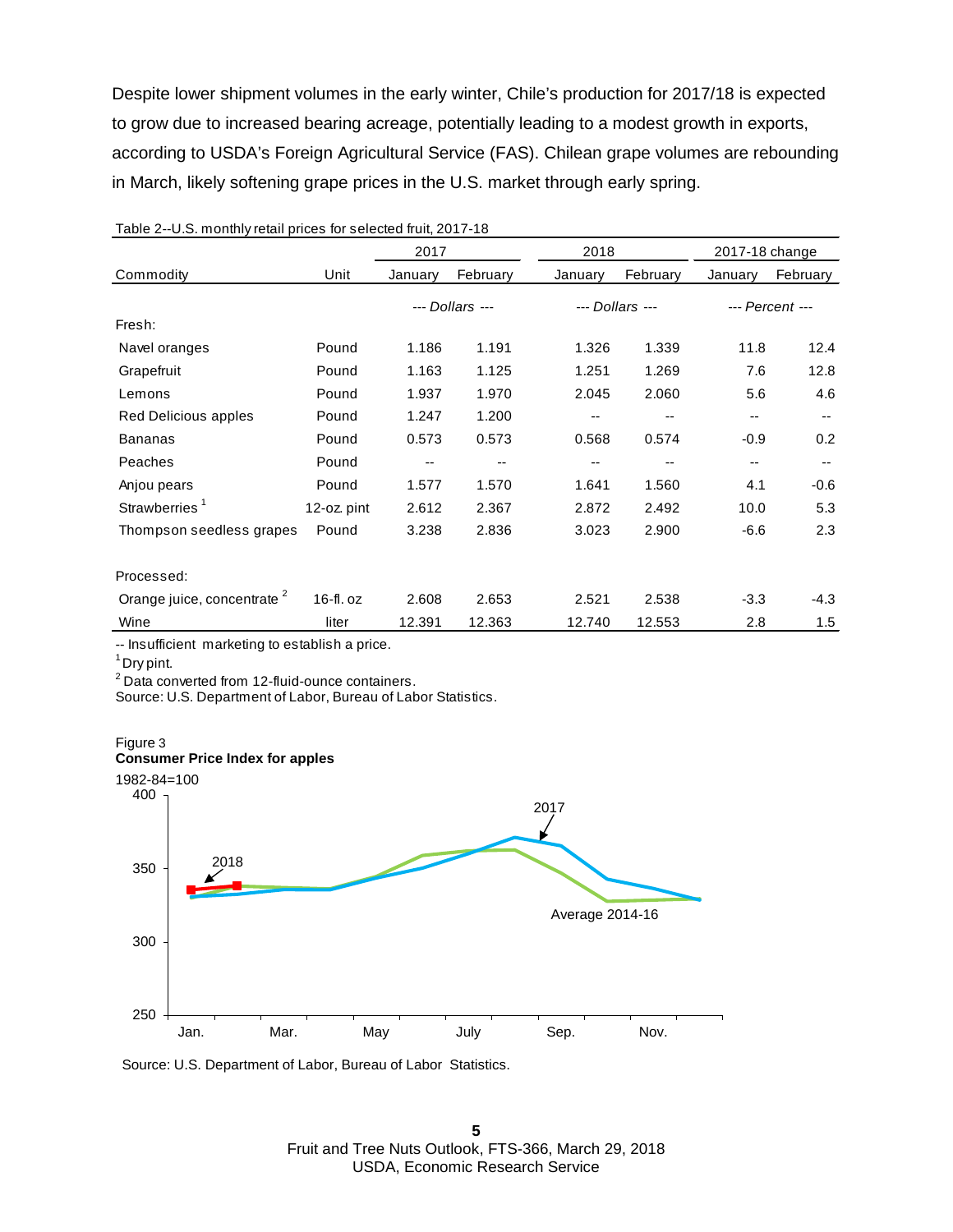Despite lower shipment volumes in the early winter, Chile's production for 2017/18 is expected to grow due to increased bearing acreage, potentially leading to a modest growth in exports, according to USDA's Foreign Agricultural Service (FAS). Chilean grape volumes are rebounding in March, likely softening grape prices in the U.S. market through early spring.

Table 2--U.S. monthly retail prices for selected fruit, 2017-18

| Commodity | Unit | 2017 | | 2018 | | 2017-18 change | |
|---|---|---|---|---|---|---|---|
| | | January | February | January | February | January | February |
| | | *--- Dollars ---* | | *--- Dollars ---* | | *--- Percent ---* | |
| Fresh: | | | | | | | |
| Navel oranges | Pound | 1.186 | 1.191 | 1.326 | 1.339 | 11.8 | 12.4 |
| Grapefruit | Pound | 1.163 | 1.125 | 1.251 | 1.269 | 7.6 | 12.8 |
| Lemons | Pound | 1.937 | 1.970 | 2.045 | 2.060 | 5.6 | 4.6 |
| Red Delicious apples | Pound | 1.247 | 1.200 | -- | -- | -- | -- |
| Bananas | Pound | 0.573 | 0.573 | 0.568 | 0.574 | -0.9 | 0.2 |
| Peaches | Pound | -- | -- | -- | -- | -- | -- |
| Anjou pears | Pound | 1.577 | 1.570 | 1.641 | 1.560 | 4.1 | -0.6 |
| Strawberries [1] | 12-oz. pint | 2.612 | 2.367 | 2.872 | 2.492 | 10.0 | 5.3 |
| Thompson seedless grapes | Pound | 3.238 | 2.836 | 3.023 | 2.900 | -6.6 | 2.3 |
| Processed: | | | | | | | |
| Orange juice, concentrate [2] | 16-fl. oz | 2.608 | 2.653 | 2.521 | 2.538 | -3.3 | -4.3 |
| Wine | liter | 12.391 | 12.363 | 12.740 | 12.553 | 2.8 | 1.5 |

-- Insufficient marketing to establish a price.

[1] Dry pint.

[2] Data converted from 12-fluid-ounce containers.

Source: U.S. Department of Labor, Bureau of Labor Statistics.

Figure 3
**Consumer Price Index for apples**

Source: U.S. Department of Labor, Bureau of Labor Statistics.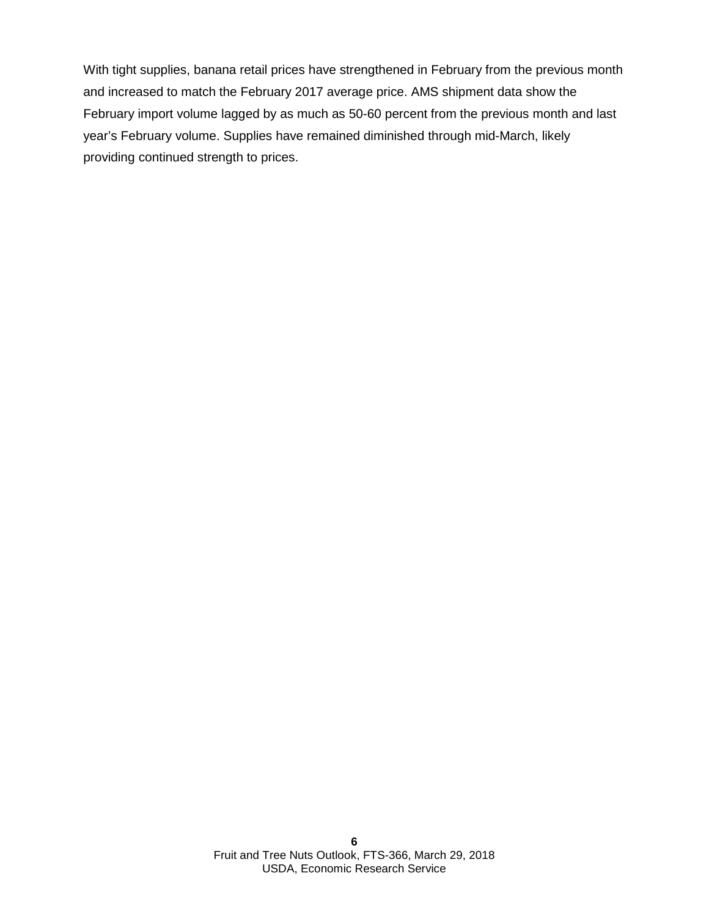With tight supplies, banana retail prices have strengthened in February from the previous month and increased to match the February 2017 average price. AMS shipment data show the February import volume lagged by as much as 50-60 percent from the previous month and last year's February volume. Supplies have remained diminished through mid-March, likely providing continued strength to prices.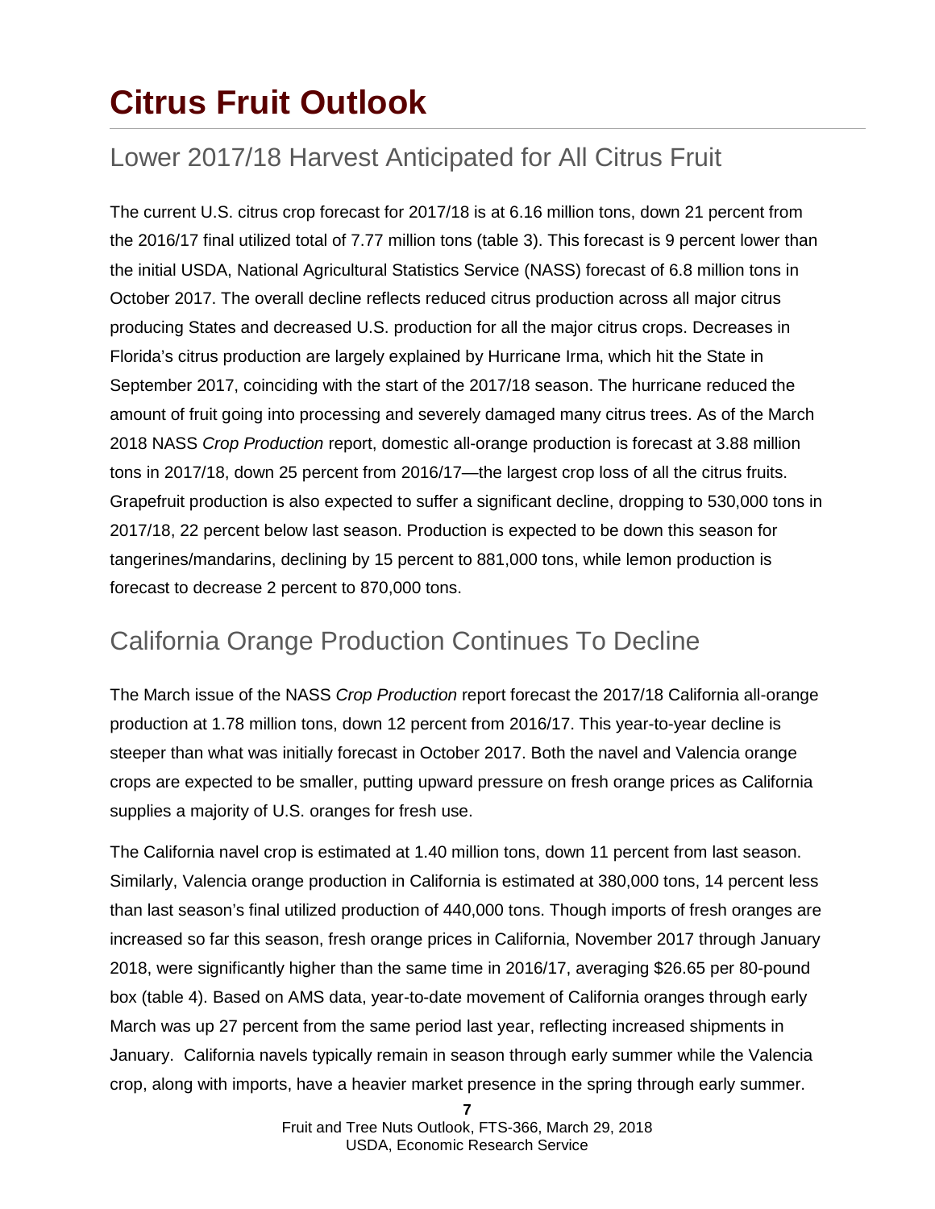# Citrus Fruit Outlook

## Lower 2017/18 Harvest Anticipated for All Citrus Fruit

The current U.S. citrus crop forecast for 2017/18 is at 6.16 million tons, down 21 percent from the 2016/17 final utilized total of 7.77 million tons (table 3). This forecast is 9 percent lower than the initial USDA, National Agricultural Statistics Service (NASS) forecast of 6.8 million tons in October 2017. The overall decline reflects reduced citrus production across all major citrus producing States and decreased U.S. production for all the major citrus crops. Decreases in Florida's citrus production are largely explained by Hurricane Irma, which hit the State in September 2017, coinciding with the start of the 2017/18 season. The hurricane reduced the amount of fruit going into processing and severely damaged many citrus trees. As of the March 2018 NASS *Crop Production* report, domestic all-orange production is forecast at 3.88 million tons in 2017/18, down 25 percent from 2016/17—the largest crop loss of all the citrus fruits. Grapefruit production is also expected to suffer a significant decline, dropping to 530,000 tons in 2017/18, 22 percent below last season. Production is expected to be down this season for tangerines/mandarins, declining by 15 percent to 881,000 tons, while lemon production is forecast to decrease 2 percent to 870,000 tons.

## California Orange Production Continues To Decline

The March issue of the NASS *Crop Production* report forecast the 2017/18 California all-orange production at 1.78 million tons, down 12 percent from 2016/17. This year-to-year decline is steeper than what was initially forecast in October 2017. Both the navel and Valencia orange crops are expected to be smaller, putting upward pressure on fresh orange prices as California supplies a majority of U.S. oranges for fresh use.

The California navel crop is estimated at 1.40 million tons, down 11 percent from last season. Similarly, Valencia orange production in California is estimated at 380,000 tons, 14 percent less than last season's final utilized production of 440,000 tons. Though imports of fresh oranges are increased so far this season, fresh orange prices in California, November 2017 through January 2018, were significantly higher than the same time in 2016/17, averaging $26.65 per 80-pound box (table 4). Based on AMS data, year-to-date movement of California oranges through early March was up 27 percent from the same period last year, reflecting increased shipments in January. California navels typically remain in season through early summer while the Valencia crop, along with imports, have a heavier market presence in the spring through early summer.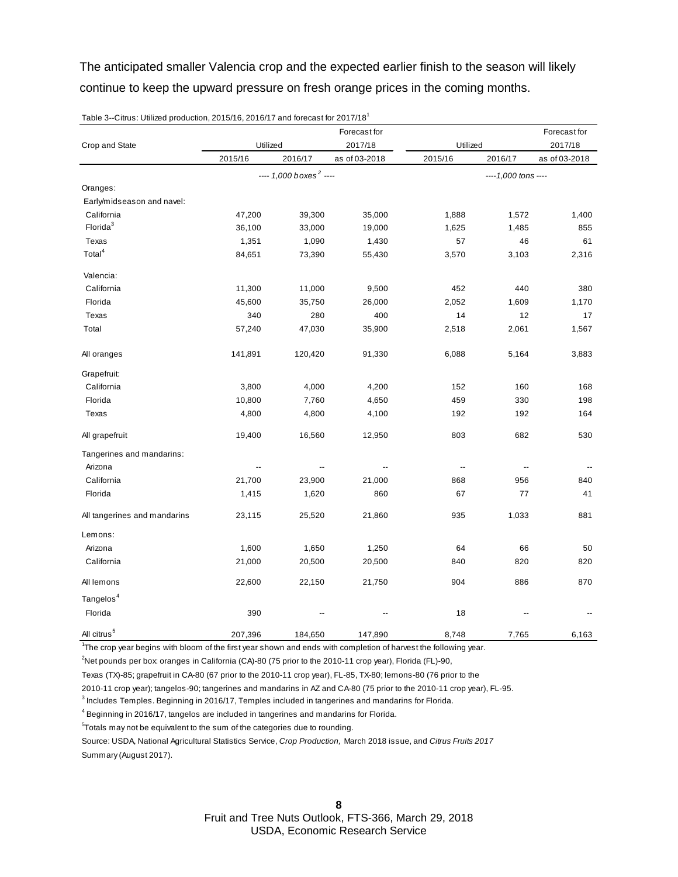The anticipated smaller Valencia crop and the expected earlier finish to the season will likely continue to keep the upward pressure on fresh orange prices in the coming months.

Table 3--Citrus: Utilized production, 2015/16, 2016/17 and forecast for 2017/18[1]

| Crop and State | Utilized | | Forecast for 2017/18 | Utilized | | Forecast for 2017/18 |
|---|---|---|---|---|---|---|
| | 2015/16 | 2016/17 | as of 03-2018 | 2015/16 | 2016/17 | as of 03-2018 |
| | ---- *1,000 boxes*[2] ---- | | | ----*1,000 tons* ---- | | |
| Oranges: | | | | | | |
| Early/midseason and navel: | | | | | | |
| California | 47,200 | 39,300 | 35,000 | 1,888 | 1,572 | 1,400 |
| Florida[3] | 36,100 | 33,000 | 19,000 | 1,625 | 1,485 | 855 |
| Texas | 1,351 | 1,090 | 1,430 | 57 | 46 | 61 |
| Total[4] | 84,651 | 73,390 | 55,430 | 3,570 | 3,103 | 2,316 |
| Valencia: | | | | | | |
| California | 11,300 | 11,000 | 9,500 | 452 | 440 | 380 |
| Florida | 45,600 | 35,750 | 26,000 | 2,052 | 1,609 | 1,170 |
| Texas | 340 | 280 | 400 | 14 | 12 | 17 |
| Total | 57,240 | 47,030 | 35,900 | 2,518 | 2,061 | 1,567 |
| All oranges | 141,891 | 120,420 | 91,330 | 6,088 | 5,164 | 3,883 |
| Grapefruit: | | | | | | |
| California | 3,800 | 4,000 | 4,200 | 152 | 160 | 168 |
| Florida | 10,800 | 7,760 | 4,650 | 459 | 330 | 198 |
| Texas | 4,800 | 4,800 | 4,100 | 192 | 192 | 164 |
| All grapefruit | 19,400 | 16,560 | 12,950 | 803 | 682 | 530 |
| Tangerines and mandarins: | | | | | | |
| Arizona | -- | -- | -- | -- | -- | -- |
| California | 21,700 | 23,900 | 21,000 | 868 | 956 | 840 |
| Florida | 1,415 | 1,620 | 860 | 67 | 77 | 41 |
| All tangerines and mandarins | 23,115 | 25,520 | 21,860 | 935 | 1,033 | 881 |
| Lemons: | | | | | | |
| Arizona | 1,600 | 1,650 | 1,250 | 64 | 66 | 50 |
| California | 21,000 | 20,500 | 20,500 | 840 | 820 | 820 |
| All lemons | 22,600 | 22,150 | 21,750 | 904 | 886 | 870 |
| Tangelos[4] | | | | | | |
| Florida | 390 | -- | -- | 18 | -- | -- |
| All citrus[5] | 207,396 | 184,650 | 147,890 | 8,748 | 7,765 | 6,163 |

[1]The crop year begins with bloom of the first year shown and ends with completion of harvest the following year.

[2]Net pounds per box: oranges in California (CA)-80 (75 prior to the 2010-11 crop year), Florida (FL)-90, Texas (TX)-85; grapefruit in CA-80 (67 prior to the 2010-11 crop year), FL-85, TX-80; lemons-80 (76 prior to the 2010-11 crop year); tangelos-90; tangerines and mandarins in AZ and CA-80 (75 prior to the 2010-11 crop year), FL-95.

[3] Includes Temples. Beginning in 2016/17, Temples included in tangerines and mandarins for Florida.

[4] Beginning in 2016/17, tangelos are included in tangerines and mandarins for Florida.

[5]Totals may not be equivalent to the sum of the categories due to rounding.

Source: USDA, National Agricultural Statistics Service, *Crop Production,* March 2018 issue, and *Citrus Fruits 2017* Summary (August 2017).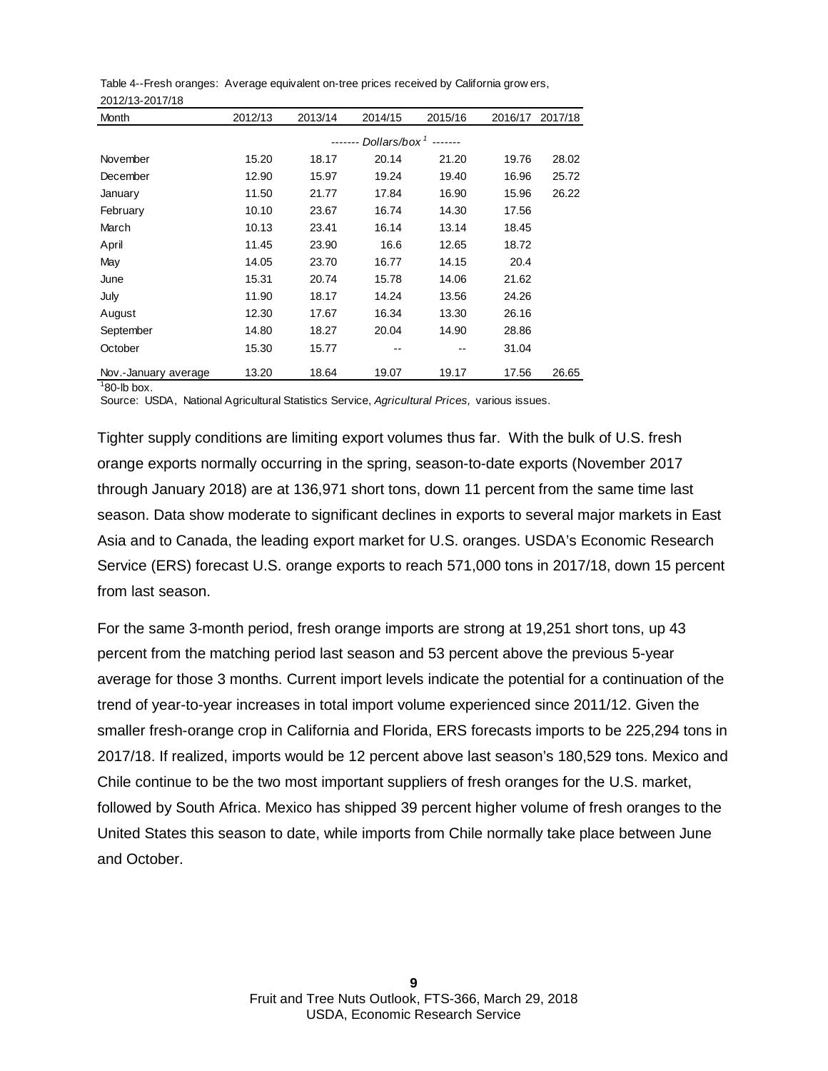Table 4--Fresh oranges: Average equivalent on-tree prices received by California growers, 2012/13-2017/18

| Month | 2012/13 | 2013/14 | 2014/15 | 2015/16 | 2016/17 | 2017/18 |
|---|---|---|---|---|---|---|
| | ------- *Dollars/box* [1] ------- | | | | | |
| November | 15.20 | 18.17 | 20.14 | 21.20 | 19.76 | 28.02 |
| December | 12.90 | 15.97 | 19.24 | 19.40 | 16.96 | 25.72 |
| January | 11.50 | 21.77 | 17.84 | 16.90 | 15.96 | 26.22 |
| February | 10.10 | 23.67 | 16.74 | 14.30 | 17.56 | |
| March | 10.13 | 23.41 | 16.14 | 13.14 | 18.45 | |
| April | 11.45 | 23.90 | 16.6 | 12.65 | 18.72 | |
| May | 14.05 | 23.70 | 16.77 | 14.15 | 20.4 | |
| June | 15.31 | 20.74 | 15.78 | 14.06 | 21.62 | |
| July | 11.90 | 18.17 | 14.24 | 13.56 | 24.26 | |
| August | 12.30 | 17.67 | 16.34 | 13.30 | 26.16 | |
| September | 14.80 | 18.27 | 20.04 | 14.90 | 28.86 | |
| October | 15.30 | 15.77 | -- | -- | 31.04 | |
| Nov.-January average | 13.20 | 18.64 | 19.07 | 19.17 | 17.56 | 26.65 |

[1] 80-lb box.

Source: USDA, National Agricultural Statistics Service, *Agricultural Prices,* various issues.

Tighter supply conditions are limiting export volumes thus far. With the bulk of U.S. fresh orange exports normally occurring in the spring, season-to-date exports (November 2017 through January 2018) are at 136,971 short tons, down 11 percent from the same time last season. Data show moderate to significant declines in exports to several major markets in East Asia and to Canada, the leading export market for U.S. oranges. USDA's Economic Research Service (ERS) forecast U.S. orange exports to reach 571,000 tons in 2017/18, down 15 percent from last season.

For the same 3-month period, fresh orange imports are strong at 19,251 short tons, up 43 percent from the matching period last season and 53 percent above the previous 5-year average for those 3 months. Current import levels indicate the potential for a continuation of the trend of year-to-year increases in total import volume experienced since 2011/12. Given the smaller fresh-orange crop in California and Florida, ERS forecasts imports to be 225,294 tons in 2017/18. If realized, imports would be 12 percent above last season's 180,529 tons. Mexico and Chile continue to be the two most important suppliers of fresh oranges for the U.S. market, followed by South Africa. Mexico has shipped 39 percent higher volume of fresh oranges to the United States this season to date, while imports from Chile normally take place between June and October.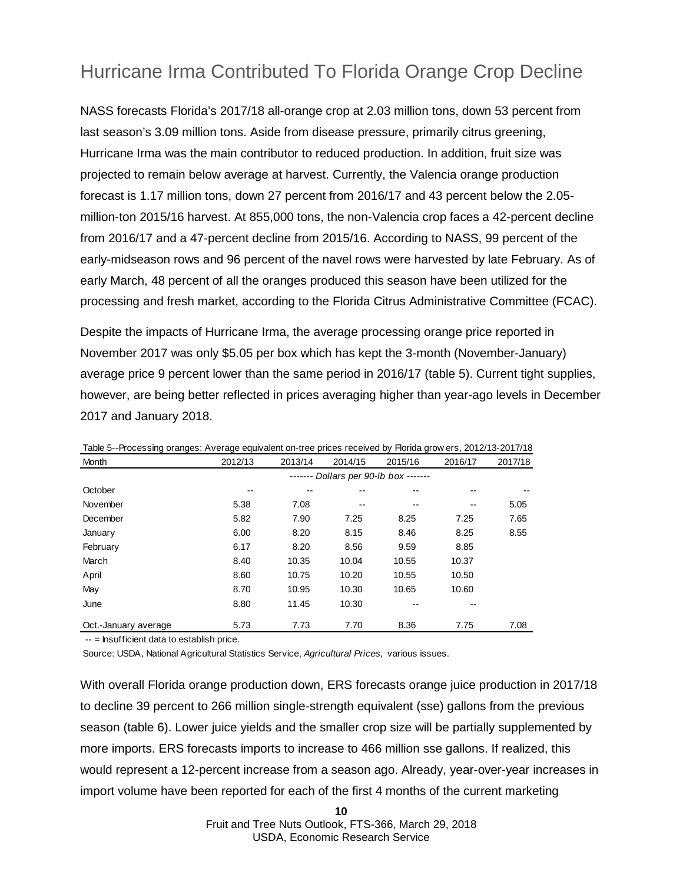# Hurricane Irma Contributed To Florida Orange Crop Decline

NASS forecasts Florida's 2017/18 all-orange crop at 2.03 million tons, down 53 percent from last season's 3.09 million tons. Aside from disease pressure, primarily citrus greening, Hurricane Irma was the main contributor to reduced production. In addition, fruit size was projected to remain below average at harvest. Currently, the Valencia orange production forecast is 1.17 million tons, down 27 percent from 2016/17 and 43 percent below the 2.05-million-ton 2015/16 harvest. At 855,000 tons, the non-Valencia crop faces a 42-percent decline from 2016/17 and a 47-percent decline from 2015/16. According to NASS, 99 percent of the early-midseason rows and 96 percent of the navel rows were harvested by late February. As of early March, 48 percent of all the oranges produced this season have been utilized for the processing and fresh market, according to the Florida Citrus Administrative Committee (FCAC).

Despite the impacts of Hurricane Irma, the average processing orange price reported in November 2017 was only $5.05 per box which has kept the 3-month (November-January) average price 9 percent lower than the same period in 2016/17 (table 5). Current tight supplies, however, are being better reflected in prices averaging higher than year-ago levels in December 2017 and January 2018.

Table 5--Processing oranges: Average equivalent on-tree prices received by Florida growers, 2012/13-2017/18

| Month | 2012/13 | 2013/14 | 2014/15 | 2015/16 | 2016/17 | 2017/18 |
|---|---|---|---|---|---|---|
| | ------- *Dollars per 90-lb box* ------- | | | | | |
| October | -- | -- | -- | -- | -- | -- |
| November | 5.38 | 7.08 | -- | -- | -- | 5.05 |
| December | 5.82 | 7.90 | 7.25 | 8.25 | 7.25 | 7.65 |
| January | 6.00 | 8.20 | 8.15 | 8.46 | 8.25 | 8.55 |
| February | 6.17 | 8.20 | 8.56 | 9.59 | 8.85 | |
| March | 8.40 | 10.35 | 10.04 | 10.55 | 10.37 | |
| April | 8.60 | 10.75 | 10.20 | 10.55 | 10.50 | |
| May | 8.70 | 10.95 | 10.30 | 10.65 | 10.60 | |
| June | 8.80 | 11.45 | 10.30 | -- | -- | |
| Oct.-January average | 5.73 | 7.73 | 7.70 | 8.36 | 7.75 | 7.08 |

-- = Insufficient data to establish price.

Source: USDA, National Agricultural Statistics Service, *Agricultural Prices,* various issues.

With overall Florida orange production down, ERS forecasts orange juice production in 2017/18 to decline 39 percent to 266 million single-strength equivalent (sse) gallons from the previous season (table 6). Lower juice yields and the smaller crop size will be partially supplemented by more imports. ERS forecasts imports to increase to 466 million sse gallons. If realized, this would represent a 12-percent increase from a season ago. Already, year-over-year increases in import volume have been reported for each of the first 4 months of the current marketing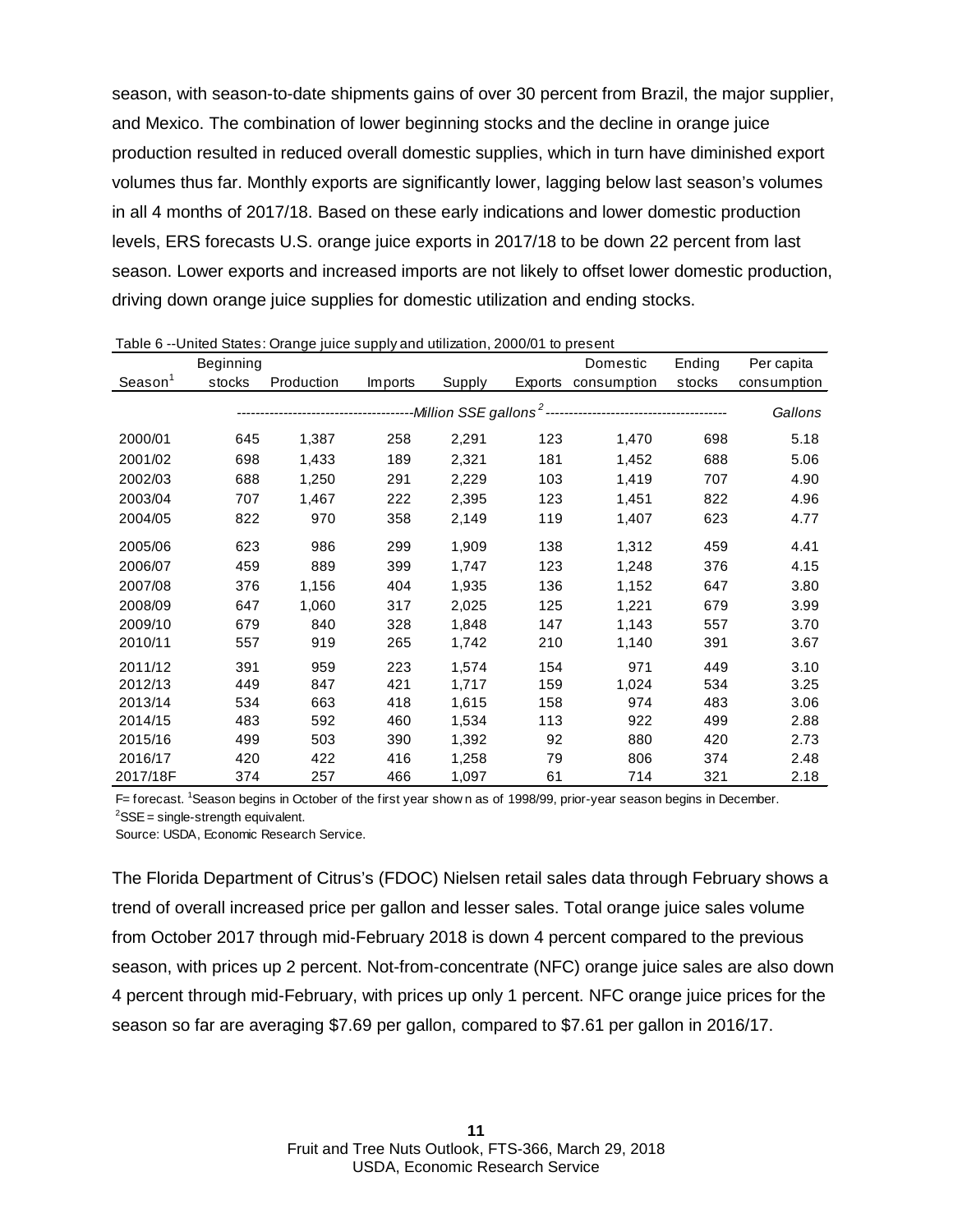season, with season-to-date shipments gains of over 30 percent from Brazil, the major supplier, and Mexico. The combination of lower beginning stocks and the decline in orange juice production resulted in reduced overall domestic supplies, which in turn have diminished export volumes thus far. Monthly exports are significantly lower, lagging below last season's volumes in all 4 months of 2017/18. Based on these early indications and lower domestic production levels, ERS forecasts U.S. orange juice exports in 2017/18 to be down 22 percent from last season. Lower exports and increased imports are not likely to offset lower domestic production, driving down orange juice supplies for domestic utilization and ending stocks.

Table 6 --United States: Orange juice supply and utilization, 2000/01 to present

| Season[1] | Beginning stocks | Production | Imports | Supply | Exports | Domestic consumption | Ending stocks | Per capita consumption |
|---|---|---|---|---|---|---|---|---|
| | *Million SSE gallons[2]* | | | | | | | *Gallons* |
| 2000/01 | 645 | 1,387 | 258 | 2,291 | 123 | 1,470 | 698 | 5.18 |
| 2001/02 | 698 | 1,433 | 189 | 2,321 | 181 | 1,452 | 688 | 5.06 |
| 2002/03 | 688 | 1,250 | 291 | 2,229 | 103 | 1,419 | 707 | 4.90 |
| 2003/04 | 707 | 1,467 | 222 | 2,395 | 123 | 1,451 | 822 | 4.96 |
| 2004/05 | 822 | 970 | 358 | 2,149 | 119 | 1,407 | 623 | 4.77 |
| 2005/06 | 623 | 986 | 299 | 1,909 | 138 | 1,312 | 459 | 4.41 |
| 2006/07 | 459 | 889 | 399 | 1,747 | 123 | 1,248 | 376 | 4.15 |
| 2007/08 | 376 | 1,156 | 404 | 1,935 | 136 | 1,152 | 647 | 3.80 |
| 2008/09 | 647 | 1,060 | 317 | 2,025 | 125 | 1,221 | 679 | 3.99 |
| 2009/10 | 679 | 840 | 328 | 1,848 | 147 | 1,143 | 557 | 3.70 |
| 2010/11 | 557 | 919 | 265 | 1,742 | 210 | 1,140 | 391 | 3.67 |
| 2011/12 | 391 | 959 | 223 | 1,574 | 154 | 971 | 449 | 3.10 |
| 2012/13 | 449 | 847 | 421 | 1,717 | 159 | 1,024 | 534 | 3.25 |
| 2013/14 | 534 | 663 | 418 | 1,615 | 158 | 974 | 483 | 3.06 |
| 2014/15 | 483 | 592 | 460 | 1,534 | 113 | 922 | 499 | 2.88 |
| 2015/16 | 499 | 503 | 390 | 1,392 | 92 | 880 | 420 | 2.73 |
| 2016/17 | 420 | 422 | 416 | 1,258 | 79 | 806 | 374 | 2.48 |
| 2017/18F | 374 | 257 | 466 | 1,097 | 61 | 714 | 321 | 2.18 |

F= forecast. [1]Season begins in October of the first year shown as of 1998/99, prior-year season begins in December.
[2]SSE = single-strength equivalent.
Source: USDA, Economic Research Service.

The Florida Department of Citrus's (FDOC) Nielsen retail sales data through February shows a trend of overall increased price per gallon and lesser sales. Total orange juice sales volume from October 2017 through mid-February 2018 is down 4 percent compared to the previous season, with prices up 2 percent. Not-from-concentrate (NFC) orange juice sales are also down 4 percent through mid-February, with prices up only 1 percent. NFC orange juice prices for the season so far are averaging $7.69 per gallon, compared to $7.61 per gallon in 2016/17.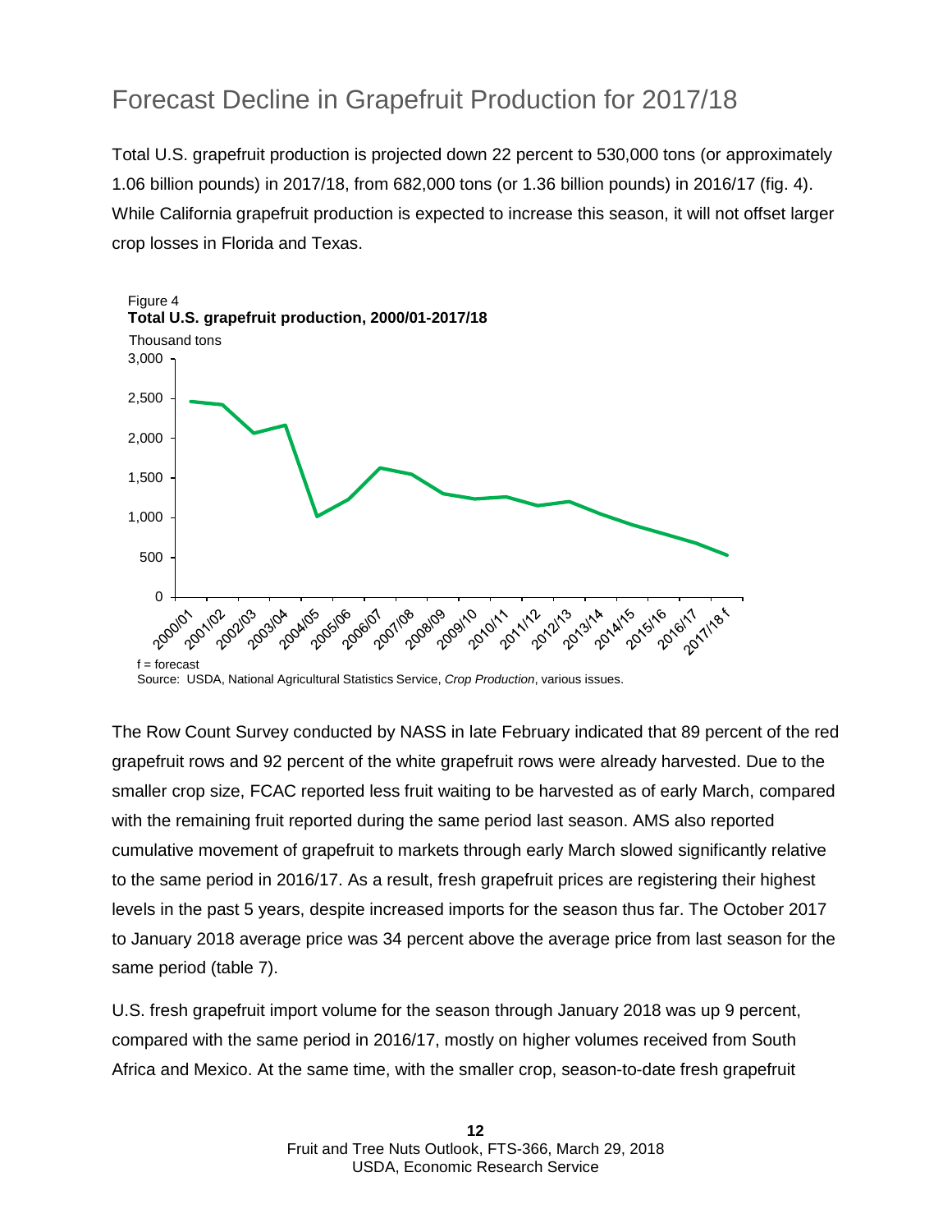# Forecast Decline in Grapefruit Production for 2017/18

Total U.S. grapefruit production is projected down 22 percent to 530,000 tons (or approximately 1.06 billion pounds) in 2017/18, from 682,000 tons (or 1.36 billion pounds) in 2016/17 (fig. 4). While California grapefruit production is expected to increase this season, it will not offset larger crop losses in Florida and Texas.

Figure 4
**Total U.S. grapefruit production, 2000/01-2017/18**

f = forecast
Source: USDA, National Agricultural Statistics Service, *Crop Production*, various issues.

The Row Count Survey conducted by NASS in late February indicated that 89 percent of the red grapefruit rows and 92 percent of the white grapefruit rows were already harvested. Due to the smaller crop size, FCAC reported less fruit waiting to be harvested as of early March, compared with the remaining fruit reported during the same period last season. AMS also reported cumulative movement of grapefruit to markets through early March slowed significantly relative to the same period in 2016/17. As a result, fresh grapefruit prices are registering their highest levels in the past 5 years, despite increased imports for the season thus far. The October 2017 to January 2018 average price was 34 percent above the average price from last season for the same period (table 7).

U.S. fresh grapefruit import volume for the season through January 2018 was up 9 percent, compared with the same period in 2016/17, mostly on higher volumes received from South Africa and Mexico. At the same time, with the smaller crop, season-to-date fresh grapefruit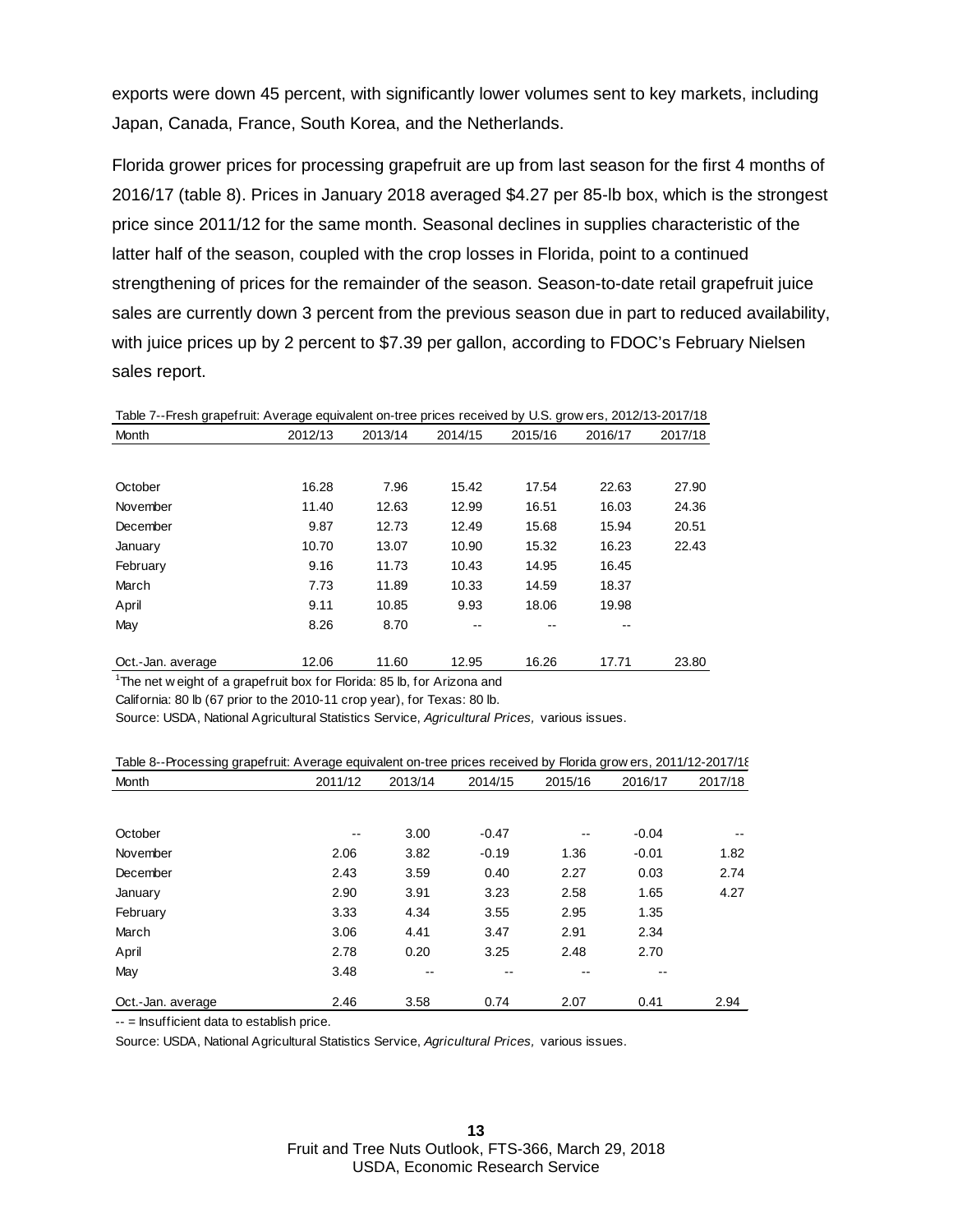exports were down 45 percent, with significantly lower volumes sent to key markets, including Japan, Canada, France, South Korea, and the Netherlands.

Florida grower prices for processing grapefruit are up from last season for the first 4 months of 2016/17 (table 8). Prices in January 2018 averaged $4.27 per 85-lb box, which is the strongest price since 2011/12 for the same month. Seasonal declines in supplies characteristic of the latter half of the season, coupled with the crop losses in Florida, point to a continued strengthening of prices for the remainder of the season. Season-to-date retail grapefruit juice sales are currently down 3 percent from the previous season due in part to reduced availability, with juice prices up by 2 percent to $7.39 per gallon, according to FDOC's February Nielsen sales report.

Table 7--Fresh grapefruit: Average equivalent on-tree prices received by U.S. growers, 2012/13-2017/18

| Month | 2012/13 | 2013/14 | 2014/15 | 2015/16 | 2016/17 | 2017/18 |
|---|---|---|---|---|---|---|
| October | 16.28 | 7.96 | 15.42 | 17.54 | 22.63 | 27.90 |
| November | 11.40 | 12.63 | 12.99 | 16.51 | 16.03 | 24.36 |
| December | 9.87 | 12.73 | 12.49 | 15.68 | 15.94 | 20.51 |
| January | 10.70 | 13.07 | 10.90 | 15.32 | 16.23 | 22.43 |
| February | 9.16 | 11.73 | 10.43 | 14.95 | 16.45 | |
| March | 7.73 | 11.89 | 10.33 | 14.59 | 18.37 | |
| April | 9.11 | 10.85 | 9.93 | 18.06 | 19.98 | |
| May | 8.26 | 8.70 | -- | -- | -- | |
| Oct.-Jan. average | 12.06 | 11.60 | 12.95 | 16.26 | 17.71 | 23.80 |

[1]The net weight of a grapefruit box for Florida: 85 lb, for Arizona and California: 80 lb (67 prior to the 2010-11 crop year), for Texas: 80 lb.

Source: USDA, National Agricultural Statistics Service, *Agricultural Prices,* various issues.

Table 8--Processing grapefruit: Average equivalent on-tree prices received by Florida growers, 2011/12-2017/18

| Month | 2011/12 | 2013/14 | 2014/15 | 2015/16 | 2016/17 | 2017/18 |
|---|---|---|---|---|---|---|
| October | -- | 3.00 | -0.47 | -- | -0.04 | -- |
| November | 2.06 | 3.82 | -0.19 | 1.36 | -0.01 | 1.82 |
| December | 2.43 | 3.59 | 0.40 | 2.27 | 0.03 | 2.74 |
| January | 2.90 | 3.91 | 3.23 | 2.58 | 1.65 | 4.27 |
| February | 3.33 | 4.34 | 3.55 | 2.95 | 1.35 | |
| March | 3.06 | 4.41 | 3.47 | 2.91 | 2.34 | |
| April | 2.78 | 0.20 | 3.25 | 2.48 | 2.70 | |
| May | 3.48 | -- | -- | -- | -- | |
| Oct.-Jan. average | 2.46 | 3.58 | 0.74 | 2.07 | 0.41 | 2.94 |

-- = Insufficient data to establish price.

Source: USDA, National Agricultural Statistics Service, *Agricultural Prices,* various issues.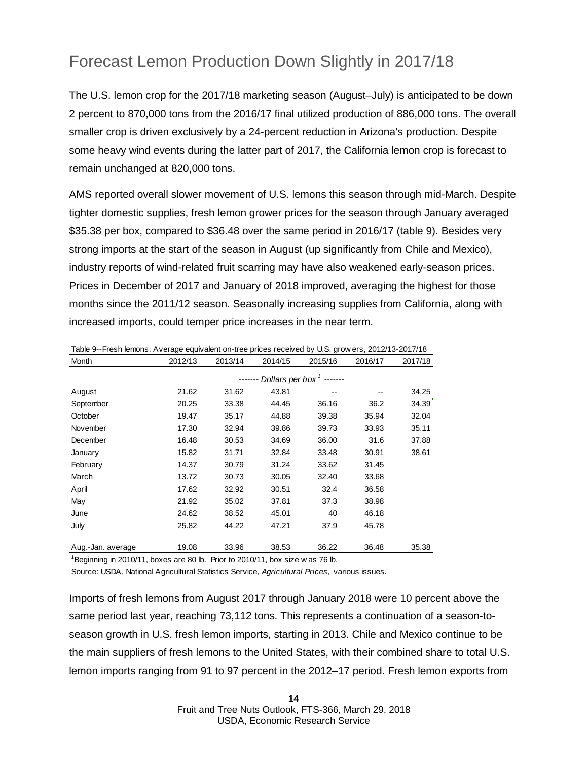# Forecast Lemon Production Down Slightly in 2017/18

The U.S. lemon crop for the 2017/18 marketing season (August–July) is anticipated to be down 2 percent to 870,000 tons from the 2016/17 final utilized production of 886,000 tons. The overall smaller crop is driven exclusively by a 24-percent reduction in Arizona's production. Despite some heavy wind events during the latter part of 2017, the California lemon crop is forecast to remain unchanged at 820,000 tons.

AMS reported overall slower movement of U.S. lemons this season through mid-March. Despite tighter domestic supplies, fresh lemon grower prices for the season through January averaged $35.38 per box, compared to $36.48 over the same period in 2016/17 (table 9). Besides very strong imports at the start of the season in August (up significantly from Chile and Mexico), industry reports of wind-related fruit scarring may have also weakened early-season prices. Prices in December of 2017 and January of 2018 improved, averaging the highest for those months since the 2011/12 season. Seasonally increasing supplies from California, along with increased imports, could temper price increases in the near term.

Table 9--Fresh lemons: Average equivalent on-tree prices received by U.S. growers, 2012/13-2017/18

| Month | 2012/13 | 2013/14 | 2014/15 | 2015/16 | 2016/17 | 2017/18 |
|---|---|---|---|---|---|---|
| | ------- *Dollars per box*[1] ------- | | | | | |
| August | 21.62 | 31.62 | 43.81 | -- | -- | 34.25 |
| September | 20.25 | 33.38 | 44.45 | 36.16 | 36.2 | 34.39 |
| October | 19.47 | 35.17 | 44.88 | 39.38 | 35.94 | 32.04 |
| November | 17.30 | 32.94 | 39.86 | 39.73 | 33.93 | 35.11 |
| December | 16.48 | 30.53 | 34.69 | 36.00 | 31.6 | 37.88 |
| January | 15.82 | 31.71 | 32.84 | 33.48 | 30.91 | 38.61 |
| February | 14.37 | 30.79 | 31.24 | 33.62 | 31.45 | |
| March | 13.72 | 30.73 | 30.05 | 32.40 | 33.68 | |
| April | 17.62 | 32.92 | 30.51 | 32.4 | 36.58 | |
| May | 21.92 | 35.02 | 37.81 | 37.3 | 38.98 | |
| June | 24.62 | 38.52 | 45.01 | 40 | 46.18 | |
| July | 25.82 | 44.22 | 47.21 | 37.9 | 45.78 | |
| Aug.-Jan. average | 19.08 | 33.96 | 38.53 | 36.22 | 36.48 | 35.38 |

[1]Beginning in 2010/11, boxes are 80 lb. Prior to 2010/11, box size was 76 lb.

Source: USDA, National Agricultural Statistics Service, *Agricultural Prices,* various issues.

Imports of fresh lemons from August 2017 through January 2018 were 10 percent above the same period last year, reaching 73,112 tons. This represents a continuation of a season-to-season growth in U.S. fresh lemon imports, starting in 2013. Chile and Mexico continue to be the main suppliers of fresh lemons to the United States, with their combined share to total U.S. lemon imports ranging from 91 to 97 percent in the 2012–17 period. Fresh lemon exports from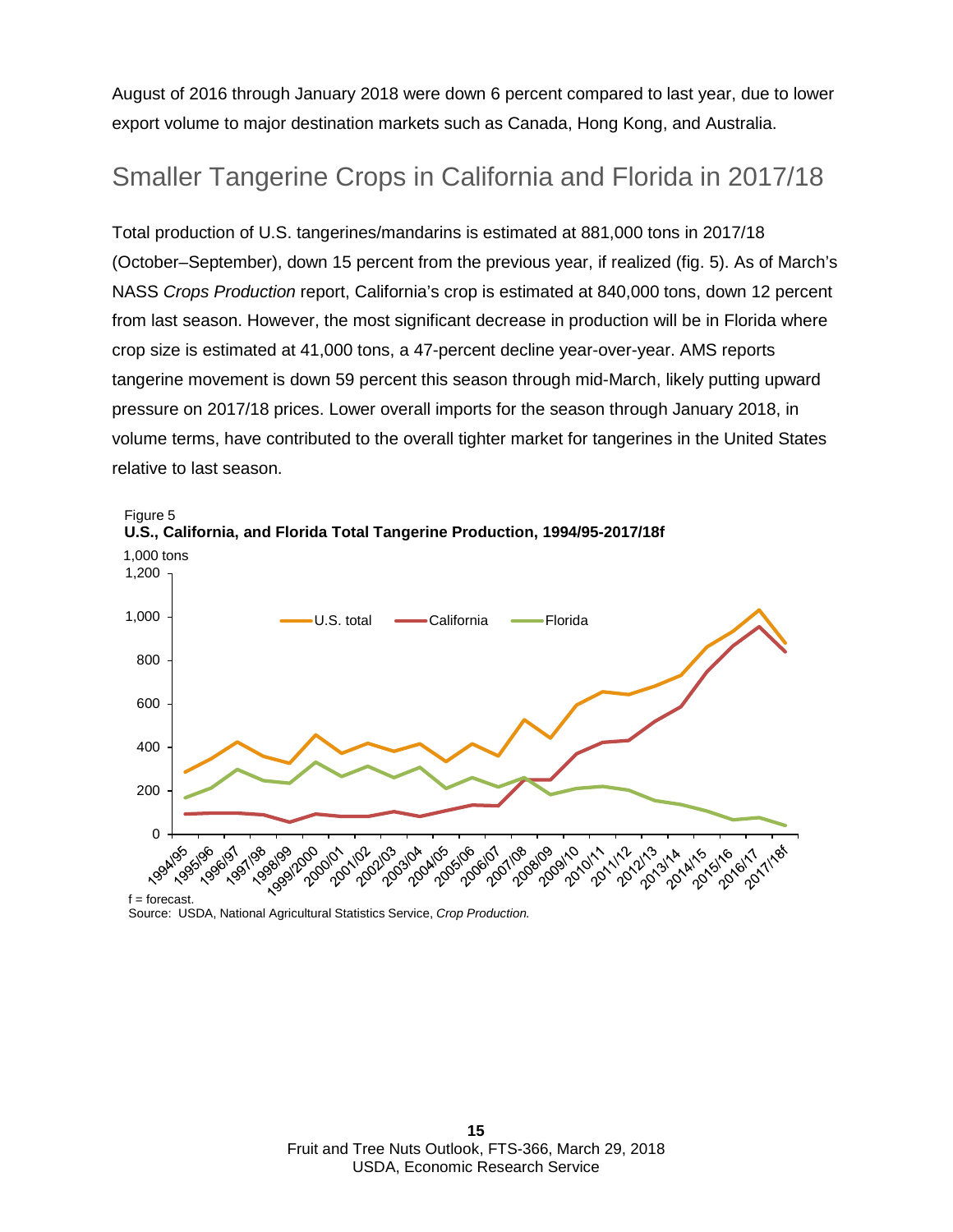August of 2016 through January 2018 were down 6 percent compared to last year, due to lower export volume to major destination markets such as Canada, Hong Kong, and Australia.

## Smaller Tangerine Crops in California and Florida in 2017/18

Total production of U.S. tangerines/mandarins is estimated at 881,000 tons in 2017/18 (October–September), down 15 percent from the previous year, if realized (fig. 5). As of March's NASS *Crops Production* report, California's crop is estimated at 840,000 tons, down 12 percent from last season. However, the most significant decrease in production will be in Florida where crop size is estimated at 41,000 tons, a 47-percent decline year-over-year. AMS reports tangerine movement is down 59 percent this season through mid-March, likely putting upward pressure on 2017/18 prices. Lower overall imports for the season through January 2018, in volume terms, have contributed to the overall tighter market for tangerines in the United States relative to last season.

Figure 5
**U.S., California, and Florida Total Tangerine Production, 1994/95-2017/18f**

f = forecast.
Source: USDA, National Agricultural Statistics Service, *Crop Production.*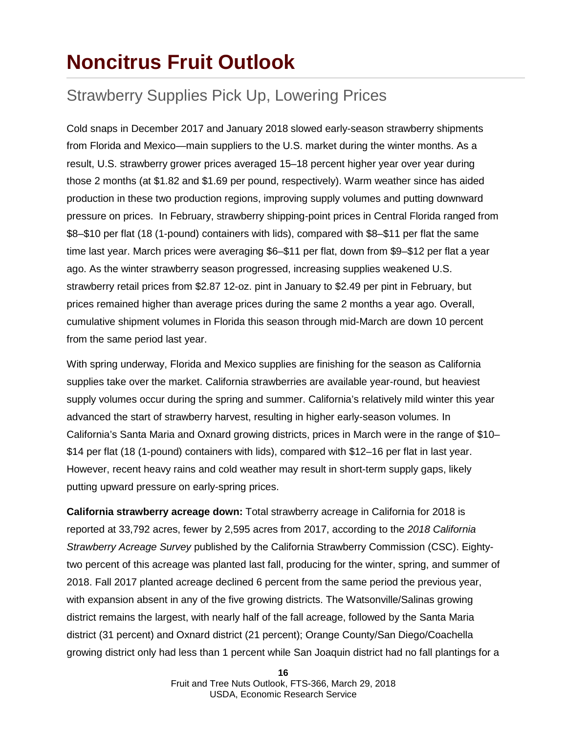# Noncitrus Fruit Outlook

## Strawberry Supplies Pick Up, Lowering Prices

Cold snaps in December 2017 and January 2018 slowed early-season strawberry shipments from Florida and Mexico—main suppliers to the U.S. market during the winter months. As a result, U.S. strawberry grower prices averaged 15–18 percent higher year over year during those 2 months (at $1.82 and $1.69 per pound, respectively). Warm weather since has aided production in these two production regions, improving supply volumes and putting downward pressure on prices. In February, strawberry shipping-point prices in Central Florida ranged from $8–$10 per flat (18 (1-pound) containers with lids), compared with $8–$11 per flat the same time last year. March prices were averaging $6–$11 per flat, down from $9–$12 per flat a year ago. As the winter strawberry season progressed, increasing supplies weakened U.S. strawberry retail prices from $2.87 12-oz. pint in January to $2.49 per pint in February, but prices remained higher than average prices during the same 2 months a year ago. Overall, cumulative shipment volumes in Florida this season through mid-March are down 10 percent from the same period last year.

With spring underway, Florida and Mexico supplies are finishing for the season as California supplies take over the market. California strawberries are available year-round, but heaviest supply volumes occur during the spring and summer. California's relatively mild winter this year advanced the start of strawberry harvest, resulting in higher early-season volumes. In California's Santa Maria and Oxnard growing districts, prices in March were in the range of $10–$14 per flat (18 (1-pound) containers with lids), compared with $12–16 per flat in last year. However, recent heavy rains and cold weather may result in short-term supply gaps, likely putting upward pressure on early-spring prices.

**California strawberry acreage down:** Total strawberry acreage in California for 2018 is reported at 33,792 acres, fewer by 2,595 acres from 2017, according to the *2018 California Strawberry Acreage Survey* published by the California Strawberry Commission (CSC). Eighty-two percent of this acreage was planted last fall, producing for the winter, spring, and summer of 2018. Fall 2017 planted acreage declined 6 percent from the same period the previous year, with expansion absent in any of the five growing districts. The Watsonville/Salinas growing district remains the largest, with nearly half of the fall acreage, followed by the Santa Maria district (31 percent) and Oxnard district (21 percent); Orange County/San Diego/Coachella growing district only had less than 1 percent while San Joaquin district had no fall plantings for a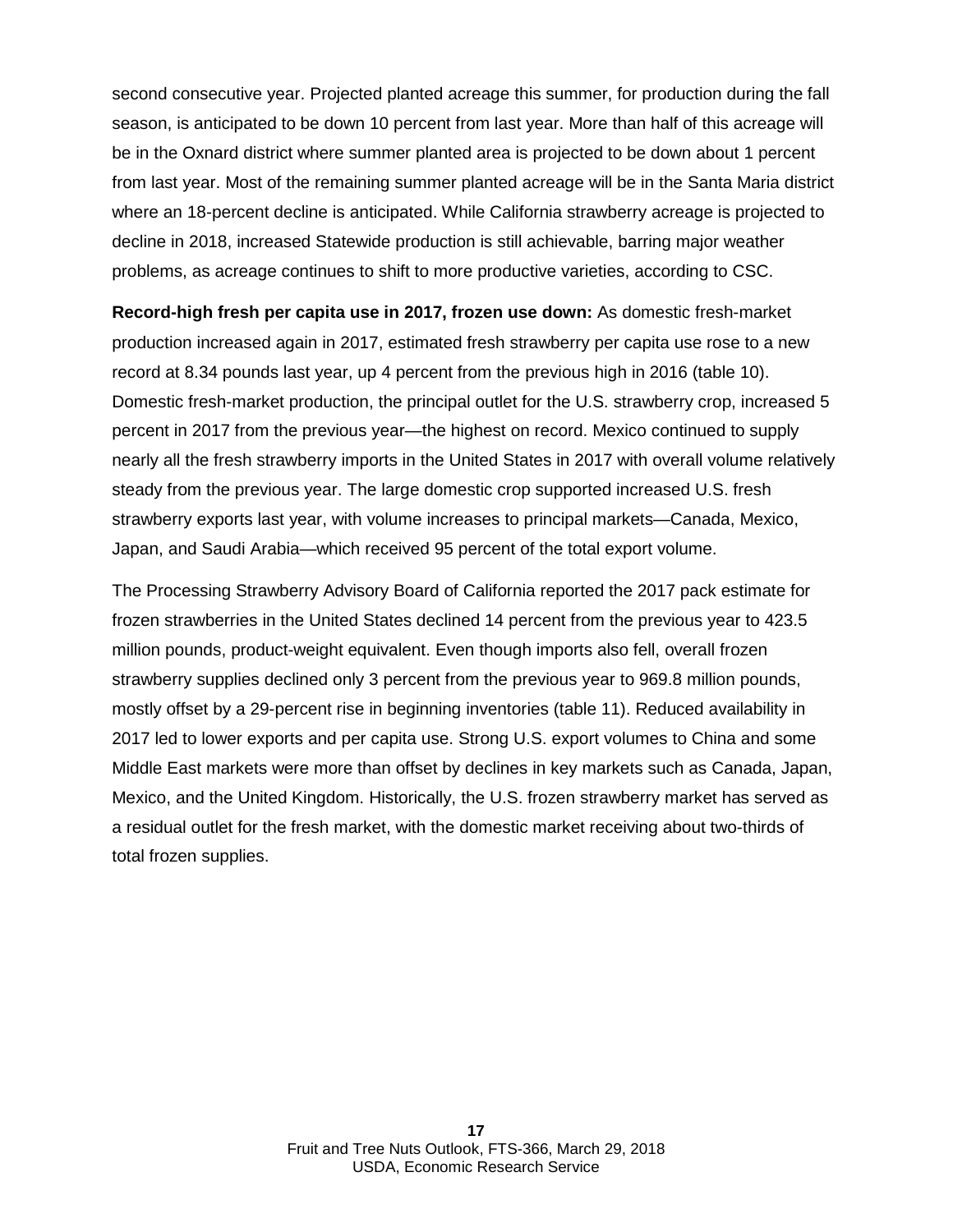second consecutive year. Projected planted acreage this summer, for production during the fall season, is anticipated to be down 10 percent from last year. More than half of this acreage will be in the Oxnard district where summer planted area is projected to be down about 1 percent from last year. Most of the remaining summer planted acreage will be in the Santa Maria district where an 18-percent decline is anticipated. While California strawberry acreage is projected to decline in 2018, increased Statewide production is still achievable, barring major weather problems, as acreage continues to shift to more productive varieties, according to CSC.

**Record-high fresh per capita use in 2017, frozen use down:** As domestic fresh-market production increased again in 2017, estimated fresh strawberry per capita use rose to a new record at 8.34 pounds last year, up 4 percent from the previous high in 2016 (table 10). Domestic fresh-market production, the principal outlet for the U.S. strawberry crop, increased 5 percent in 2017 from the previous year—the highest on record. Mexico continued to supply nearly all the fresh strawberry imports in the United States in 2017 with overall volume relatively steady from the previous year. The large domestic crop supported increased U.S. fresh strawberry exports last year, with volume increases to principal markets—Canada, Mexico, Japan, and Saudi Arabia—which received 95 percent of the total export volume.

The Processing Strawberry Advisory Board of California reported the 2017 pack estimate for frozen strawberries in the United States declined 14 percent from the previous year to 423.5 million pounds, product-weight equivalent. Even though imports also fell, overall frozen strawberry supplies declined only 3 percent from the previous year to 969.8 million pounds, mostly offset by a 29-percent rise in beginning inventories (table 11). Reduced availability in 2017 led to lower exports and per capita use. Strong U.S. export volumes to China and some Middle East markets were more than offset by declines in key markets such as Canada, Japan, Mexico, and the United Kingdom. Historically, the U.S. frozen strawberry market has served as a residual outlet for the fresh market, with the domestic market receiving about two-thirds of total frozen supplies.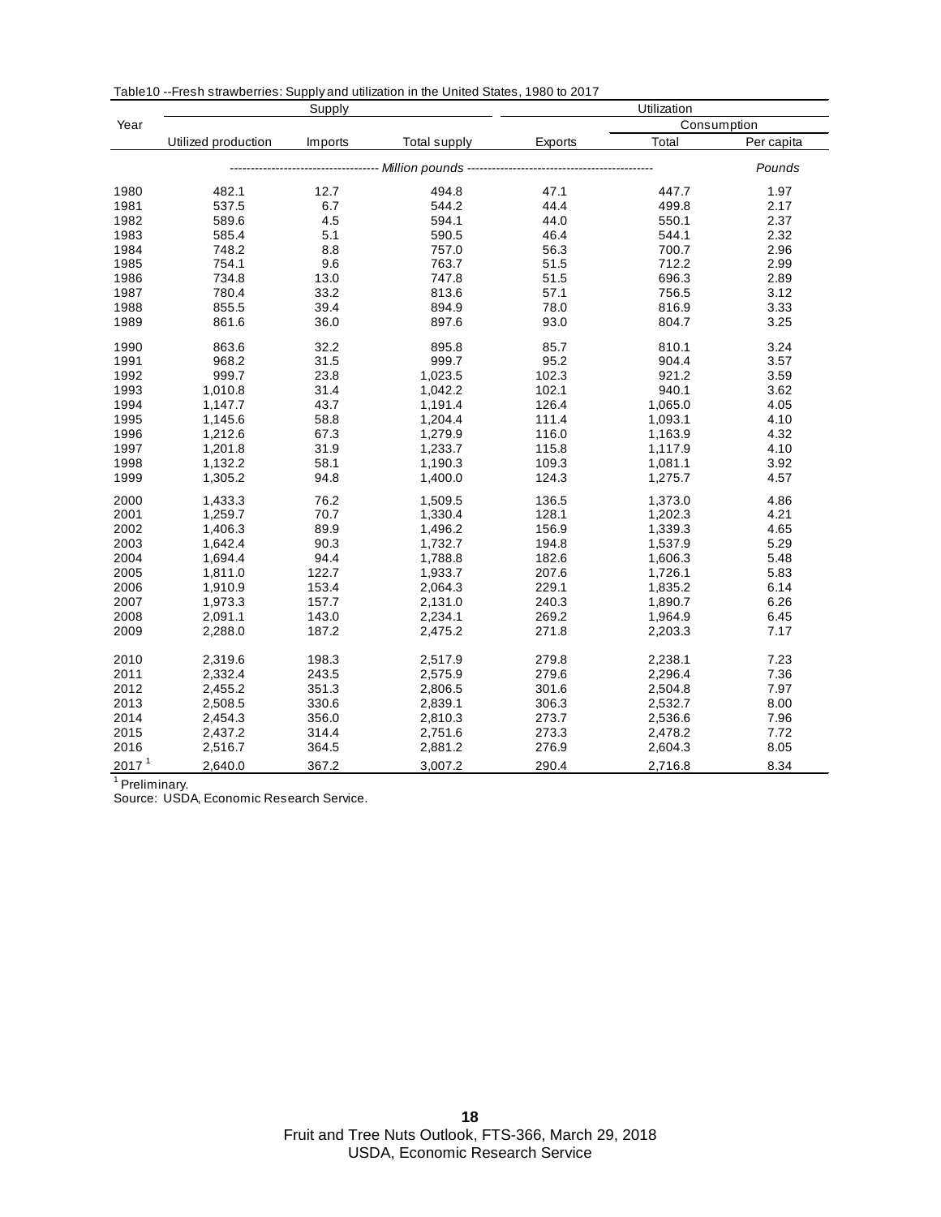Table10 --Fresh strawberries: Supply and utilization in the United States, 1980 to 2017

| Year | Supply | | | Utilization | | |
|---|---|---|---|---|---|---|
| | | | | | Consumption | |
| | Utilized production | Imports | Total supply | Exports | Total | Per capita |
| | *Million pounds* | | | | | *Pounds* |
| 1980 | 482.1 | 12.7 | 494.8 | 47.1 | 447.7 | 1.97 |
| 1981 | 537.5 | 6.7 | 544.2 | 44.4 | 499.8 | 2.17 |
| 1982 | 589.6 | 4.5 | 594.1 | 44.0 | 550.1 | 2.37 |
| 1983 | 585.4 | 5.1 | 590.5 | 46.4 | 544.1 | 2.32 |
| 1984 | 748.2 | 8.8 | 757.0 | 56.3 | 700.7 | 2.96 |
| 1985 | 754.1 | 9.6 | 763.7 | 51.5 | 712.2 | 2.99 |
| 1986 | 734.8 | 13.0 | 747.8 | 51.5 | 696.3 | 2.89 |
| 1987 | 780.4 | 33.2 | 813.6 | 57.1 | 756.5 | 3.12 |
| 1988 | 855.5 | 39.4 | 894.9 | 78.0 | 816.9 | 3.33 |
| 1989 | 861.6 | 36.0 | 897.6 | 93.0 | 804.7 | 3.25 |
| 1990 | 863.6 | 32.2 | 895.8 | 85.7 | 810.1 | 3.24 |
| 1991 | 968.2 | 31.5 | 999.7 | 95.2 | 904.4 | 3.57 |
| 1992 | 999.7 | 23.8 | 1,023.5 | 102.3 | 921.2 | 3.59 |
| 1993 | 1,010.8 | 31.4 | 1,042.2 | 102.1 | 940.1 | 3.62 |
| 1994 | 1,147.7 | 43.7 | 1,191.4 | 126.4 | 1,065.0 | 4.05 |
| 1995 | 1,145.6 | 58.8 | 1,204.4 | 111.4 | 1,093.1 | 4.10 |
| 1996 | 1,212.6 | 67.3 | 1,279.9 | 116.0 | 1,163.9 | 4.32 |
| 1997 | 1,201.8 | 31.9 | 1,233.7 | 115.8 | 1,117.9 | 4.10 |
| 1998 | 1,132.2 | 58.1 | 1,190.3 | 109.3 | 1,081.1 | 3.92 |
| 1999 | 1,305.2 | 94.8 | 1,400.0 | 124.3 | 1,275.7 | 4.57 |
| 2000 | 1,433.3 | 76.2 | 1,509.5 | 136.5 | 1,373.0 | 4.86 |
| 2001 | 1,259.7 | 70.7 | 1,330.4 | 128.1 | 1,202.3 | 4.21 |
| 2002 | 1,406.3 | 89.9 | 1,496.2 | 156.9 | 1,339.3 | 4.65 |
| 2003 | 1,642.4 | 90.3 | 1,732.7 | 194.8 | 1,537.9 | 5.29 |
| 2004 | 1,694.4 | 94.4 | 1,788.8 | 182.6 | 1,606.3 | 5.48 |
| 2005 | 1,811.0 | 122.7 | 1,933.7 | 207.6 | 1,726.1 | 5.83 |
| 2006 | 1,910.9 | 153.4 | 2,064.3 | 229.1 | 1,835.2 | 6.14 |
| 2007 | 1,973.3 | 157.7 | 2,131.0 | 240.3 | 1,890.7 | 6.26 |
| 2008 | 2,091.1 | 143.0 | 2,234.1 | 269.2 | 1,964.9 | 6.45 |
| 2009 | 2,288.0 | 187.2 | 2,475.2 | 271.8 | 2,203.3 | 7.17 |
| 2010 | 2,319.6 | 198.3 | 2,517.9 | 279.8 | 2,238.1 | 7.23 |
| 2011 | 2,332.4 | 243.5 | 2,575.9 | 279.6 | 2,296.4 | 7.36 |
| 2012 | 2,455.2 | 351.3 | 2,806.5 | 301.6 | 2,504.8 | 7.97 |
| 2013 | 2,508.5 | 330.6 | 2,839.1 | 306.3 | 2,532.7 | 8.00 |
| 2014 | 2,454.3 | 356.0 | 2,810.3 | 273.7 | 2,536.6 | 7.96 |
| 2015 | 2,437.2 | 314.4 | 2,751.6 | 273.3 | 2,478.2 | 7.72 |
| 2016 | 2,516.7 | 364.5 | 2,881.2 | 276.9 | 2,604.3 | 8.05 |
| 2017 [1] | 2,640.0 | 367.2 | 3,007.2 | 290.4 | 2,716.8 | 8.34 |

[1] Preliminary.

Source: USDA, Economic Research Service.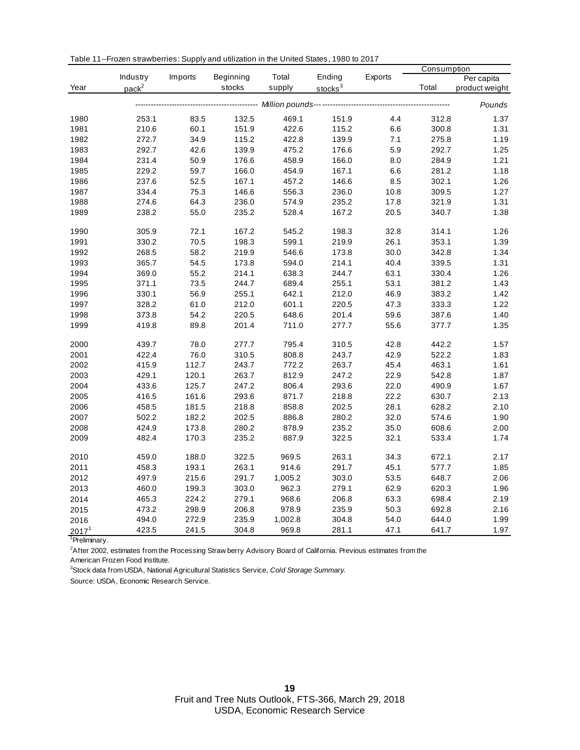Table 11--Frozen strawberries: Supply and utilization in the United States, 1980 to 2017

| Year | Industry pack[2] | Imports | Beginning stocks | Total supply | Ending stocks[3] | Exports | Consumption Total | Consumption Per capita product weight |
|---|---|---|---|---|---|---|---|---|
| | Million pounds | | | | | | | Pounds |
| 1980 | 253.1 | 83.5 | 132.5 | 469.1 | 151.9 | 4.4 | 312.8 | 1.37 |
| 1981 | 210.6 | 60.1 | 151.9 | 422.6 | 115.2 | 6.6 | 300.8 | 1.31 |
| 1982 | 272.7 | 34.9 | 115.2 | 422.8 | 139.9 | 7.1 | 275.8 | 1.19 |
| 1983 | 292.7 | 42.6 | 139.9 | 475.2 | 176.6 | 5.9 | 292.7 | 1.25 |
| 1984 | 231.4 | 50.9 | 176.6 | 458.9 | 166.0 | 8.0 | 284.9 | 1.21 |
| 1985 | 229.2 | 59.7 | 166.0 | 454.9 | 167.1 | 6.6 | 281.2 | 1.18 |
| 1986 | 237.6 | 52.5 | 167.1 | 457.2 | 146.6 | 8.5 | 302.1 | 1.26 |
| 1987 | 334.4 | 75.3 | 146.6 | 556.3 | 236.0 | 10.8 | 309.5 | 1.27 |
| 1988 | 274.6 | 64.3 | 236.0 | 574.9 | 235.2 | 17.8 | 321.9 | 1.31 |
| 1989 | 238.2 | 55.0 | 235.2 | 528.4 | 167.2 | 20.5 | 340.7 | 1.38 |
| 1990 | 305.9 | 72.1 | 167.2 | 545.2 | 198.3 | 32.8 | 314.1 | 1.26 |
| 1991 | 330.2 | 70.5 | 198.3 | 599.1 | 219.9 | 26.1 | 353.1 | 1.39 |
| 1992 | 268.5 | 58.2 | 219.9 | 546.6 | 173.8 | 30.0 | 342.8 | 1.34 |
| 1993 | 365.7 | 54.5 | 173.8 | 594.0 | 214.1 | 40.4 | 339.5 | 1.31 |
| 1994 | 369.0 | 55.2 | 214.1 | 638.3 | 244.7 | 63.1 | 330.4 | 1.26 |
| 1995 | 371.1 | 73.5 | 244.7 | 689.4 | 255.1 | 53.1 | 381.2 | 1.43 |
| 1996 | 330.1 | 56.9 | 255.1 | 642.1 | 212.0 | 46.9 | 383.2 | 1.42 |
| 1997 | 328.2 | 61.0 | 212.0 | 601.1 | 220.5 | 47.3 | 333.3 | 1.22 |
| 1998 | 373.8 | 54.2 | 220.5 | 648.6 | 201.4 | 59.6 | 387.6 | 1.40 |
| 1999 | 419.8 | 89.8 | 201.4 | 711.0 | 277.7 | 55.6 | 377.7 | 1.35 |
| 2000 | 439.7 | 78.0 | 277.7 | 795.4 | 310.5 | 42.8 | 442.2 | 1.57 |
| 2001 | 422.4 | 76.0 | 310.5 | 808.8 | 243.7 | 42.9 | 522.2 | 1.83 |
| 2002 | 415.9 | 112.7 | 243.7 | 772.2 | 263.7 | 45.4 | 463.1 | 1.61 |
| 2003 | 429.1 | 120.1 | 263.7 | 812.9 | 247.2 | 22.9 | 542.8 | 1.87 |
| 2004 | 433.6 | 125.7 | 247.2 | 806.4 | 293.6 | 22.0 | 490.9 | 1.67 |
| 2005 | 416.5 | 161.6 | 293.6 | 871.7 | 218.8 | 22.2 | 630.7 | 2.13 |
| 2006 | 458.5 | 181.5 | 218.8 | 858.8 | 202.5 | 28.1 | 628.2 | 2.10 |
| 2007 | 502.2 | 182.2 | 202.5 | 886.8 | 280.2 | 32.0 | 574.6 | 1.90 |
| 2008 | 424.9 | 173.8 | 280.2 | 878.9 | 235.2 | 35.0 | 608.6 | 2.00 |
| 2009 | 482.4 | 170.3 | 235.2 | 887.9 | 322.5 | 32.1 | 533.4 | 1.74 |
| 2010 | 459.0 | 188.0 | 322.5 | 969.5 | 263.1 | 34.3 | 672.1 | 2.17 |
| 2011 | 458.3 | 193.1 | 263.1 | 914.6 | 291.7 | 45.1 | 577.7 | 1.85 |
| 2012 | 497.9 | 215.6 | 291.7 | 1,005.2 | 303.0 | 53.5 | 648.7 | 2.06 |
| 2013 | 460.0 | 199.3 | 303.0 | 962.3 | 279.1 | 62.9 | 620.3 | 1.96 |
| 2014 | 465.3 | 224.2 | 279.1 | 968.6 | 206.8 | 63.3 | 698.4 | 2.19 |
| 2015 | 473.2 | 298.9 | 206.8 | 978.9 | 235.9 | 50.3 | 692.8 | 2.16 |
| 2016 | 494.0 | 272.9 | 235.9 | 1,002.8 | 304.8 | 54.0 | 644.0 | 1.99 |
| 2017[1] | 423.5 | 241.5 | 304.8 | 969.8 | 281.1 | 47.1 | 641.7 | 1.97 |

[1]Preliminary.

[2]After 2002, estimates from the Processing Strawberry Advisory Board of California. Previous estimates from the American Frozen Food Institute.

[3]Stock data from USDA, National Agricultural Statistics Service, *Cold Storage Summary.*

Source: USDA, Economic Research Service.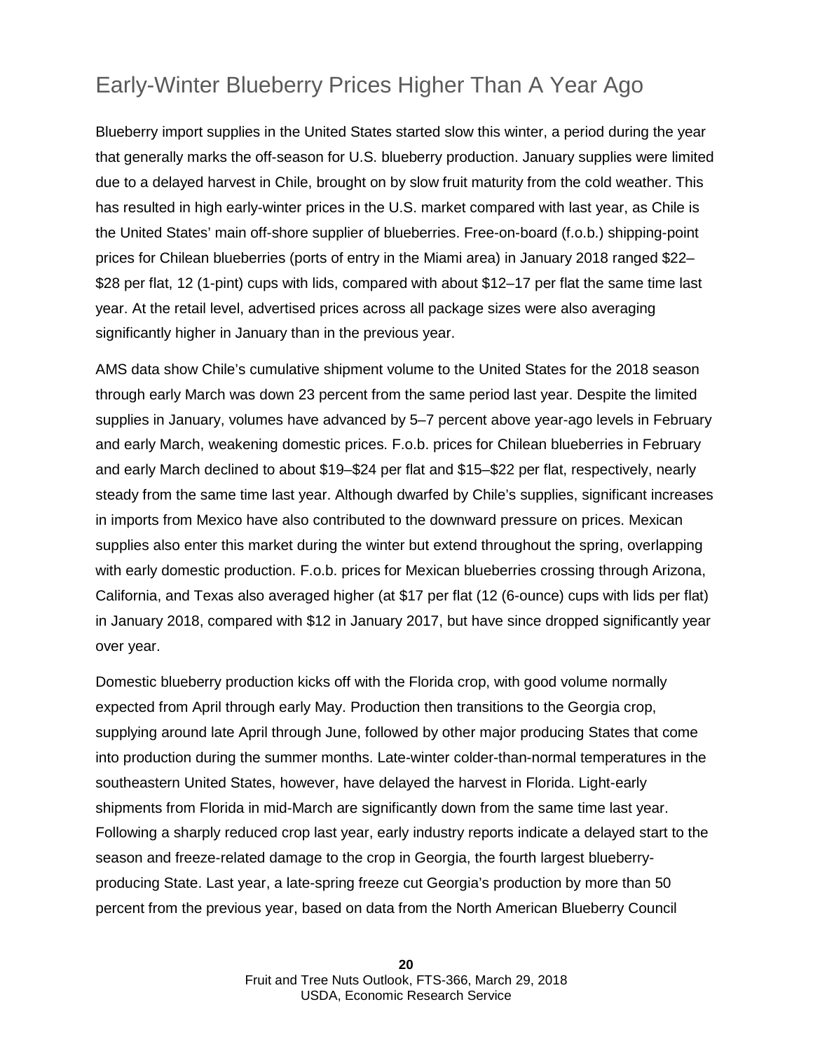## Early-Winter Blueberry Prices Higher Than A Year Ago

Blueberry import supplies in the United States started slow this winter, a period during the year that generally marks the off-season for U.S. blueberry production. January supplies were limited due to a delayed harvest in Chile, brought on by slow fruit maturity from the cold weather. This has resulted in high early-winter prices in the U.S. market compared with last year, as Chile is the United States' main off-shore supplier of blueberries. Free-on-board (f.o.b.) shipping-point prices for Chilean blueberries (ports of entry in the Miami area) in January 2018 ranged $22–$28 per flat, 12 (1-pint) cups with lids, compared with about $12–17 per flat the same time last year. At the retail level, advertised prices across all package sizes were also averaging significantly higher in January than in the previous year.

AMS data show Chile's cumulative shipment volume to the United States for the 2018 season through early March was down 23 percent from the same period last year. Despite the limited supplies in January, volumes have advanced by 5–7 percent above year-ago levels in February and early March, weakening domestic prices. F.o.b. prices for Chilean blueberries in February and early March declined to about $19–$24 per flat and $15–$22 per flat, respectively, nearly steady from the same time last year. Although dwarfed by Chile's supplies, significant increases in imports from Mexico have also contributed to the downward pressure on prices. Mexican supplies also enter this market during the winter but extend throughout the spring, overlapping with early domestic production. F.o.b. prices for Mexican blueberries crossing through Arizona, California, and Texas also averaged higher (at $17 per flat (12 (6-ounce) cups with lids per flat) in January 2018, compared with $12 in January 2017, but have since dropped significantly year over year.

Domestic blueberry production kicks off with the Florida crop, with good volume normally expected from April through early May. Production then transitions to the Georgia crop, supplying around late April through June, followed by other major producing States that come into production during the summer months. Late-winter colder-than-normal temperatures in the southeastern United States, however, have delayed the harvest in Florida. Light-early shipments from Florida in mid-March are significantly down from the same time last year. Following a sharply reduced crop last year, early industry reports indicate a delayed start to the season and freeze-related damage to the crop in Georgia, the fourth largest blueberry-producing State. Last year, a late-spring freeze cut Georgia's production by more than 50 percent from the previous year, based on data from the North American Blueberry Council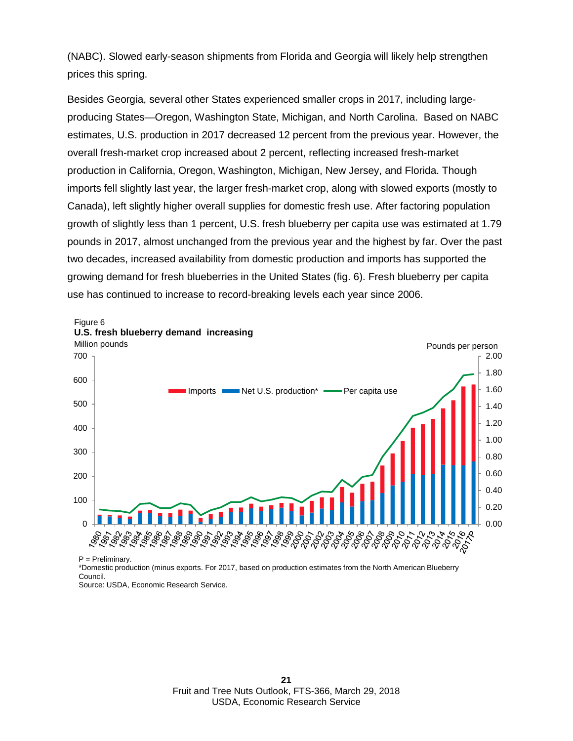(NABC). Slowed early-season shipments from Florida and Georgia will likely help strengthen prices this spring.

Besides Georgia, several other States experienced smaller crops in 2017, including large-producing States—Oregon, Washington State, Michigan, and North Carolina. Based on NABC estimates, U.S. production in 2017 decreased 12 percent from the previous year. However, the overall fresh-market crop increased about 2 percent, reflecting increased fresh-market production in California, Oregon, Washington, Michigan, New Jersey, and Florida. Though imports fell slightly last year, the larger fresh-market crop, along with slowed exports (mostly to Canada), left slightly higher overall supplies for domestic fresh use. After factoring population growth of slightly less than 1 percent, U.S. fresh blueberry per capita use was estimated at 1.79 pounds in 2017, almost unchanged from the previous year and the highest by far. Over the past two decades, increased availability from domestic production and imports has supported the growing demand for fresh blueberries in the United States (fig. 6). Fresh blueberry per capita use has continued to increase to record-breaking levels each year since 2006.

Figure 6
**U.S. fresh blueberry demand increasing**

P = Preliminary.
*Domestic production (minus exports. For 2017, based on production estimates from the North American Blueberry Council.
Source: USDA, Economic Research Service.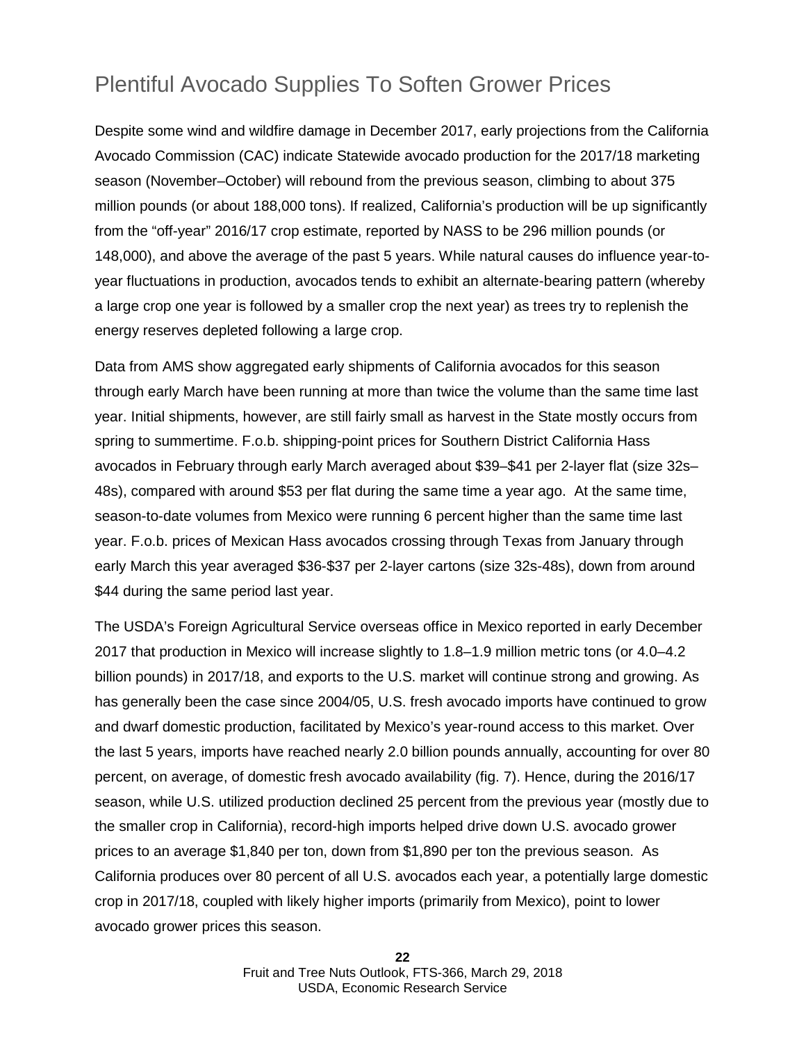# Plentiful Avocado Supplies To Soften Grower Prices

Despite some wind and wildfire damage in December 2017, early projections from the California Avocado Commission (CAC) indicate Statewide avocado production for the 2017/18 marketing season (November–October) will rebound from the previous season, climbing to about 375 million pounds (or about 188,000 tons). If realized, California's production will be up significantly from the "off-year" 2016/17 crop estimate, reported by NASS to be 296 million pounds (or 148,000), and above the average of the past 5 years. While natural causes do influence year-to-year fluctuations in production, avocados tends to exhibit an alternate-bearing pattern (whereby a large crop one year is followed by a smaller crop the next year) as trees try to replenish the energy reserves depleted following a large crop.

Data from AMS show aggregated early shipments of California avocados for this season through early March have been running at more than twice the volume than the same time last year. Initial shipments, however, are still fairly small as harvest in the State mostly occurs from spring to summertime. F.o.b. shipping-point prices for Southern District California Hass avocados in February through early March averaged about $39–$41 per 2-layer flat (size 32s–48s), compared with around $53 per flat during the same time a year ago. At the same time, season-to-date volumes from Mexico were running 6 percent higher than the same time last year. F.o.b. prices of Mexican Hass avocados crossing through Texas from January through early March this year averaged $36-$37 per 2-layer cartons (size 32s-48s), down from around $44 during the same period last year.

The USDA's Foreign Agricultural Service overseas office in Mexico reported in early December 2017 that production in Mexico will increase slightly to 1.8–1.9 million metric tons (or 4.0–4.2 billion pounds) in 2017/18, and exports to the U.S. market will continue strong and growing. As has generally been the case since 2004/05, U.S. fresh avocado imports have continued to grow and dwarf domestic production, facilitated by Mexico's year-round access to this market. Over the last 5 years, imports have reached nearly 2.0 billion pounds annually, accounting for over 80 percent, on average, of domestic fresh avocado availability (fig. 7). Hence, during the 2016/17 season, while U.S. utilized production declined 25 percent from the previous year (mostly due to the smaller crop in California), record-high imports helped drive down U.S. avocado grower prices to an average $1,840 per ton, down from $1,890 per ton the previous season. As California produces over 80 percent of all U.S. avocados each year, a potentially large domestic crop in 2017/18, coupled with likely higher imports (primarily from Mexico), point to lower avocado grower prices this season.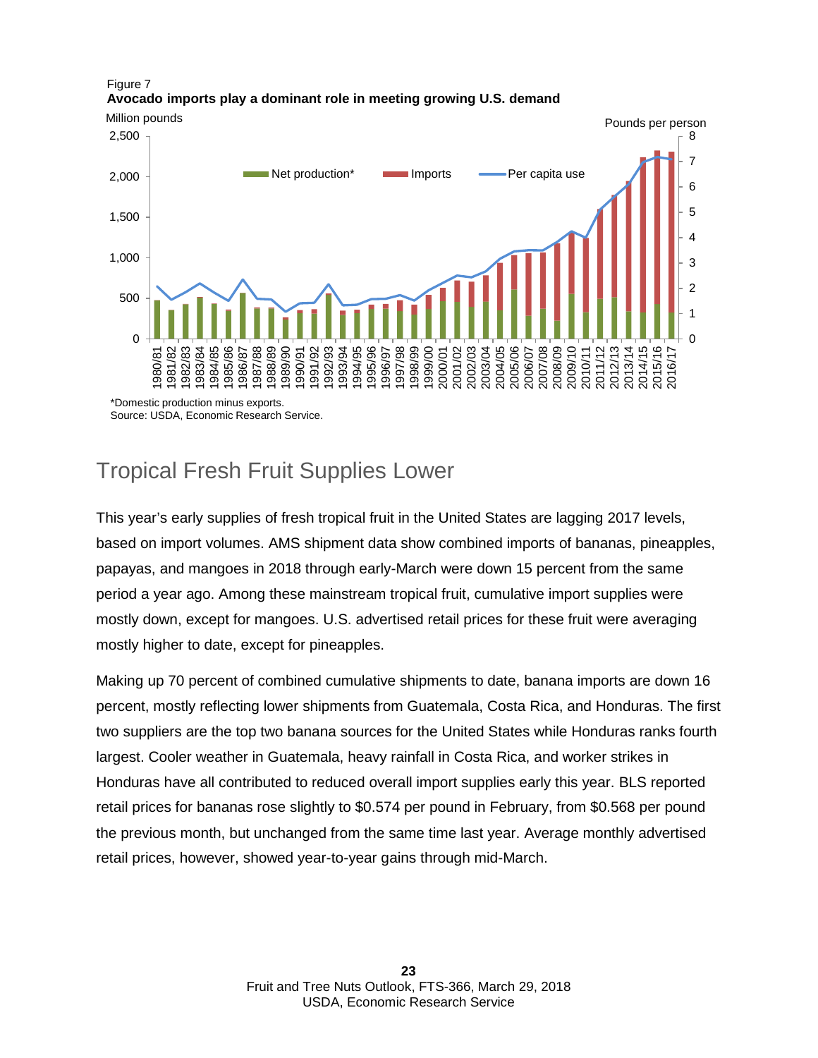Figure 7
**Avocado imports play a dominant role in meeting growing U.S. demand**

*Domestic production minus exports.
Source: USDA, Economic Research Service.

## Tropical Fresh Fruit Supplies Lower

This year's early supplies of fresh tropical fruit in the United States are lagging 2017 levels, based on import volumes. AMS shipment data show combined imports of bananas, pineapples, papayas, and mangoes in 2018 through early-March were down 15 percent from the same period a year ago. Among these mainstream tropical fruit, cumulative import supplies were mostly down, except for mangoes. U.S. advertised retail prices for these fruit were averaging mostly higher to date, except for pineapples.

Making up 70 percent of combined cumulative shipments to date, banana imports are down 16 percent, mostly reflecting lower shipments from Guatemala, Costa Rica, and Honduras. The first two suppliers are the top two banana sources for the United States while Honduras ranks fourth largest. Cooler weather in Guatemala, heavy rainfall in Costa Rica, and worker strikes in Honduras have all contributed to reduced overall import supplies early this year. BLS reported retail prices for bananas rose slightly to $0.574 per pound in February, from $0.568 per pound the previous month, but unchanged from the same time last year. Average monthly advertised retail prices, however, showed year-to-year gains through mid-March.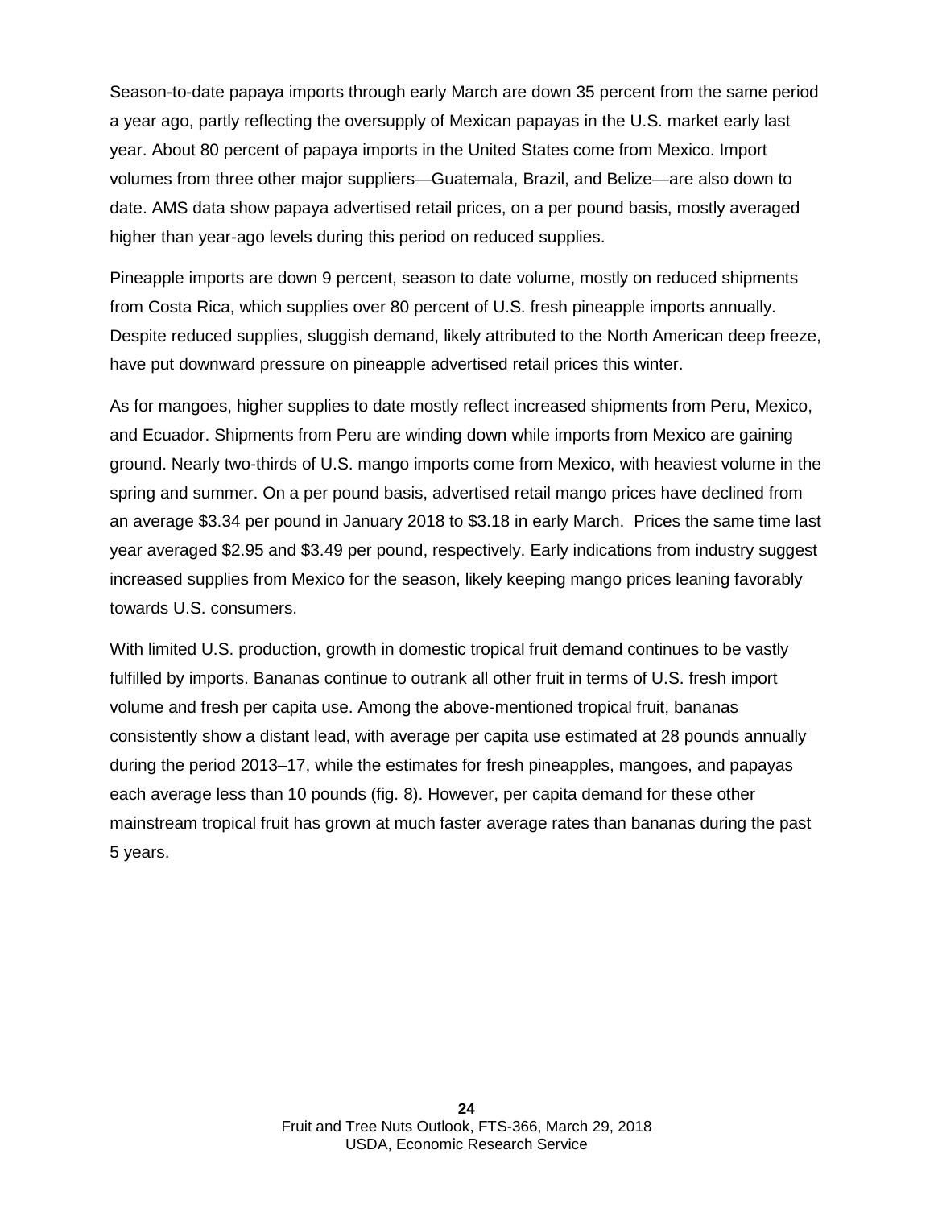Season-to-date papaya imports through early March are down 35 percent from the same period a year ago, partly reflecting the oversupply of Mexican papayas in the U.S. market early last year. About 80 percent of papaya imports in the United States come from Mexico. Import volumes from three other major suppliers—Guatemala, Brazil, and Belize—are also down to date. AMS data show papaya advertised retail prices, on a per pound basis, mostly averaged higher than year-ago levels during this period on reduced supplies.

Pineapple imports are down 9 percent, season to date volume, mostly on reduced shipments from Costa Rica, which supplies over 80 percent of U.S. fresh pineapple imports annually. Despite reduced supplies, sluggish demand, likely attributed to the North American deep freeze, have put downward pressure on pineapple advertised retail prices this winter.

As for mangoes, higher supplies to date mostly reflect increased shipments from Peru, Mexico, and Ecuador. Shipments from Peru are winding down while imports from Mexico are gaining ground. Nearly two-thirds of U.S. mango imports come from Mexico, with heaviest volume in the spring and summer. On a per pound basis, advertised retail mango prices have declined from an average $3.34 per pound in January 2018 to $3.18 in early March. Prices the same time last year averaged $2.95 and $3.49 per pound, respectively. Early indications from industry suggest increased supplies from Mexico for the season, likely keeping mango prices leaning favorably towards U.S. consumers.

With limited U.S. production, growth in domestic tropical fruit demand continues to be vastly fulfilled by imports. Bananas continue to outrank all other fruit in terms of U.S. fresh import volume and fresh per capita use. Among the above-mentioned tropical fruit, bananas consistently show a distant lead, with average per capita use estimated at 28 pounds annually during the period 2013–17, while the estimates for fresh pineapples, mangoes, and papayas each average less than 10 pounds (fig. 8). However, per capita demand for these other mainstream tropical fruit has grown at much faster average rates than bananas during the past 5 years.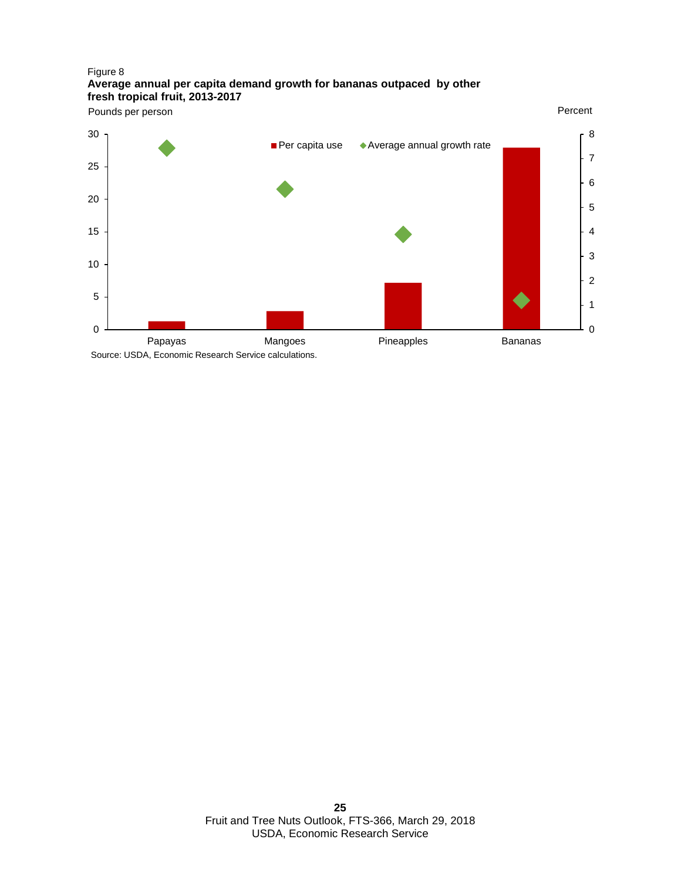Figure 8

**Average annual per capita demand growth for bananas outpaced by other fresh tropical fruit, 2013-2017**

Pounds per person | Percent

Per capita use | Average annual growth rate

Papayas | Mangoes | Pineapples | Bananas

Source: USDA, Economic Research Service calculations.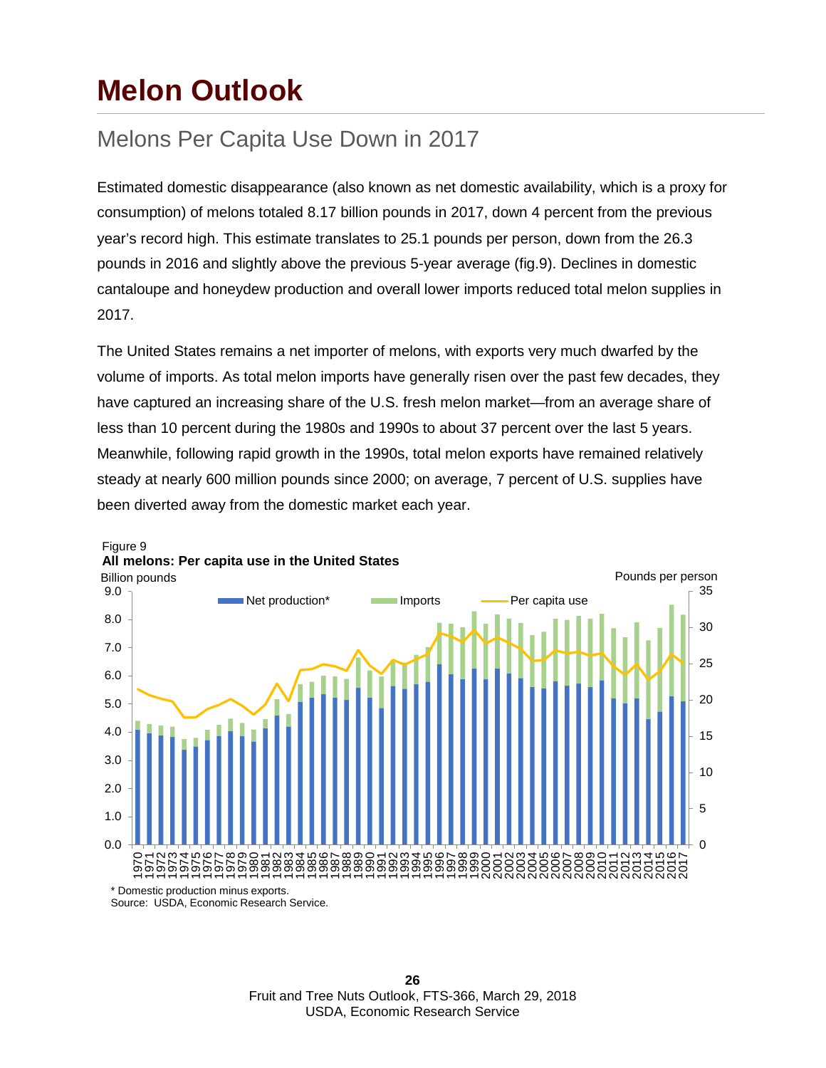# Melon Outlook

## Melons Per Capita Use Down in 2017

Estimated domestic disappearance (also known as net domestic availability, which is a proxy for consumption) of melons totaled 8.17 billion pounds in 2017, down 4 percent from the previous year's record high. This estimate translates to 25.1 pounds per person, down from the 26.3 pounds in 2016 and slightly above the previous 5-year average (fig.9). Declines in domestic cantaloupe and honeydew production and overall lower imports reduced total melon supplies in 2017.

The United States remains a net importer of melons, with exports very much dwarfed by the volume of imports. As total melon imports have generally risen over the past few decades, they have captured an increasing share of the U.S. fresh melon market—from an average share of less than 10 percent during the 1980s and 1990s to about 37 percent over the last 5 years. Meanwhile, following rapid growth in the 1990s, total melon exports have remained relatively steady at nearly 600 million pounds since 2000; on average, 7 percent of U.S. supplies have been diverted away from the domestic market each year.

Figure 9
**All melons: Per capita use in the United States**

* Domestic production minus exports.
Source: USDA, Economic Research Service.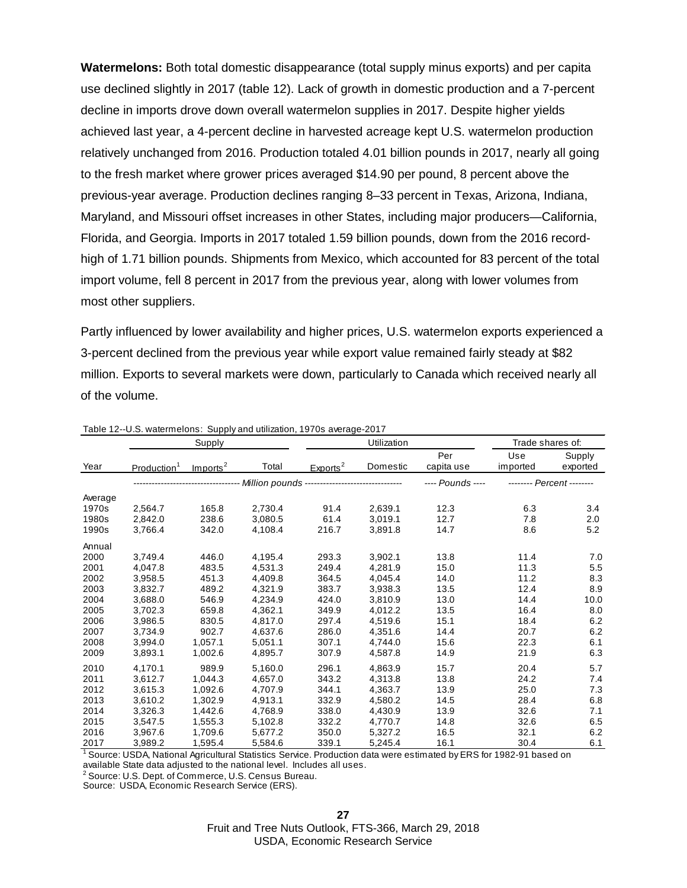**Watermelons:** Both total domestic disappearance (total supply minus exports) and per capita use declined slightly in 2017 (table 12). Lack of growth in domestic production and a 7-percent decline in imports drove down overall watermelon supplies in 2017. Despite higher yields achieved last year, a 4-percent decline in harvested acreage kept U.S. watermelon production relatively unchanged from 2016. Production totaled 4.01 billion pounds in 2017, nearly all going to the fresh market where grower prices averaged $14.90 per pound, 8 percent above the previous-year average. Production declines ranging 8–33 percent in Texas, Arizona, Indiana, Maryland, and Missouri offset increases in other States, including major producers—California, Florida, and Georgia. Imports in 2017 totaled 1.59 billion pounds, down from the 2016 record-high of 1.71 billion pounds. Shipments from Mexico, which accounted for 83 percent of the total import volume, fell 8 percent in 2017 from the previous year, along with lower volumes from most other suppliers.

Partly influenced by lower availability and higher prices, U.S. watermelon exports experienced a 3-percent declined from the previous year while export value remained fairly steady at $82 million. Exports to several markets were down, particularly to Canada which received nearly all of the volume.

Table 12--U.S. watermelons: Supply and utilization, 1970s average-2017

| | Supply | | | Utilization | | | Trade shares of: | |
|---|---|---|---|---|---|---|---|---|
| Year | Production[1] | Imports[2] | Total | Exports[2] | Domestic | Per capita use | Use imported | Supply exported |
| | *Million pounds* | | | | | *Pounds* | *Percent* | |
| Average | | | | | | | | |
| 1970s | 2,564.7 | 165.8 | 2,730.4 | 91.4 | 2,639.1 | 12.3 | 6.3 | 3.4 |
| 1980s | 2,842.0 | 238.6 | 3,080.5 | 61.4 | 3,019.1 | 12.7 | 7.8 | 2.0 |
| 1990s | 3,766.4 | 342.0 | 4,108.4 | 216.7 | 3,891.8 | 14.7 | 8.6 | 5.2 |
| Annual | | | | | | | | |
| 2000 | 3,749.4 | 446.0 | 4,195.4 | 293.3 | 3,902.1 | 13.8 | 11.4 | 7.0 |
| 2001 | 4,047.8 | 483.5 | 4,531.3 | 249.4 | 4,281.9 | 15.0 | 11.3 | 5.5 |
| 2002 | 3,958.5 | 451.3 | 4,409.8 | 364.5 | 4,045.4 | 14.0 | 11.2 | 8.3 |
| 2003 | 3,832.7 | 489.2 | 4,321.9 | 383.7 | 3,938.3 | 13.5 | 12.4 | 8.9 |
| 2004 | 3,688.0 | 546.9 | 4,234.9 | 424.0 | 3,810.9 | 13.0 | 14.4 | 10.0 |
| 2005 | 3,702.3 | 659.8 | 4,362.1 | 349.9 | 4,012.2 | 13.5 | 16.4 | 8.0 |
| 2006 | 3,986.5 | 830.5 | 4,817.0 | 297.4 | 4,519.6 | 15.1 | 18.4 | 6.2 |
| 2007 | 3,734.9 | 902.7 | 4,637.6 | 286.0 | 4,351.6 | 14.4 | 20.7 | 6.2 |
| 2008 | 3,994.0 | 1,057.1 | 5,051.1 | 307.1 | 4,744.0 | 15.6 | 22.3 | 6.1 |
| 2009 | 3,893.1 | 1,002.6 | 4,895.7 | 307.9 | 4,587.8 | 14.9 | 21.9 | 6.3 |
| 2010 | 4,170.1 | 989.9 | 5,160.0 | 296.1 | 4,863.9 | 15.7 | 20.4 | 5.7 |
| 2011 | 3,612.7 | 1,044.3 | 4,657.0 | 343.2 | 4,313.8 | 13.8 | 24.2 | 7.4 |
| 2012 | 3,615.3 | 1,092.6 | 4,707.9 | 344.1 | 4,363.7 | 13.9 | 25.0 | 7.3 |
| 2013 | 3,610.2 | 1,302.9 | 4,913.1 | 332.9 | 4,580.2 | 14.5 | 28.4 | 6.8 |
| 2014 | 3,326.3 | 1,442.6 | 4,768.9 | 338.0 | 4,430.9 | 13.9 | 32.6 | 7.1 |
| 2015 | 3,547.5 | 1,555.3 | 5,102.8 | 332.2 | 4,770.7 | 14.8 | 32.6 | 6.5 |
| 2016 | 3,967.6 | 1,709.6 | 5,677.2 | 350.0 | 5,327.2 | 16.5 | 32.1 | 6.2 |
| 2017 | 3,989.2 | 1,595.4 | 5,584.6 | 339.1 | 5,245.4 | 16.1 | 30.4 | 6.1 |

[1] Source: USDA, National Agricultural Statistics Service. Production data were estimated by ERS for 1982-91 based on available State data adjusted to the national level. Includes all uses.

[2] Source: U.S. Dept. of Commerce, U.S. Census Bureau.

Source: USDA, Economic Research Service (ERS).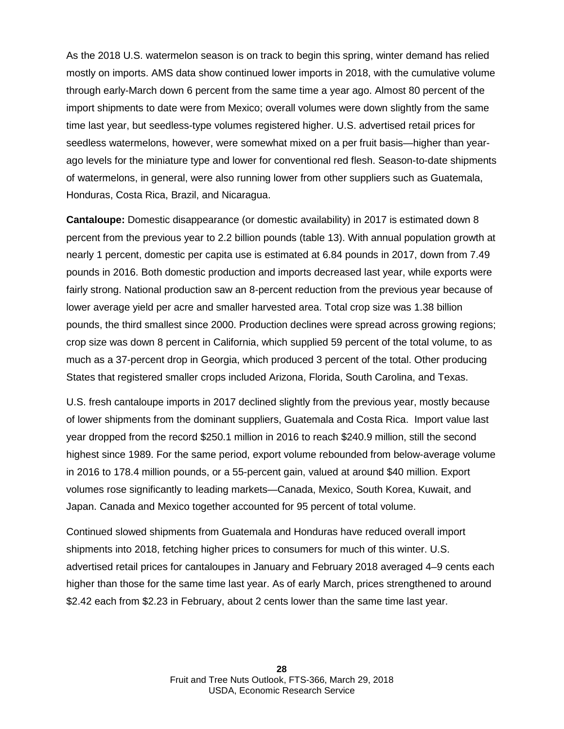As the 2018 U.S. watermelon season is on track to begin this spring, winter demand has relied mostly on imports. AMS data show continued lower imports in 2018, with the cumulative volume through early-March down 6 percent from the same time a year ago. Almost 80 percent of the import shipments to date were from Mexico; overall volumes were down slightly from the same time last year, but seedless-type volumes registered higher. U.S. advertised retail prices for seedless watermelons, however, were somewhat mixed on a per fruit basis—higher than year-ago levels for the miniature type and lower for conventional red flesh. Season-to-date shipments of watermelons, in general, were also running lower from other suppliers such as Guatemala, Honduras, Costa Rica, Brazil, and Nicaragua.

**Cantaloupe:** Domestic disappearance (or domestic availability) in 2017 is estimated down 8 percent from the previous year to 2.2 billion pounds (table 13). With annual population growth at nearly 1 percent, domestic per capita use is estimated at 6.84 pounds in 2017, down from 7.49 pounds in 2016. Both domestic production and imports decreased last year, while exports were fairly strong. National production saw an 8-percent reduction from the previous year because of lower average yield per acre and smaller harvested area. Total crop size was 1.38 billion pounds, the third smallest since 2000. Production declines were spread across growing regions; crop size was down 8 percent in California, which supplied 59 percent of the total volume, to as much as a 37-percent drop in Georgia, which produced 3 percent of the total. Other producing States that registered smaller crops included Arizona, Florida, South Carolina, and Texas.

U.S. fresh cantaloupe imports in 2017 declined slightly from the previous year, mostly because of lower shipments from the dominant suppliers, Guatemala and Costa Rica. Import value last year dropped from the record $250.1 million in 2016 to reach $240.9 million, still the second highest since 1989. For the same period, export volume rebounded from below-average volume in 2016 to 178.4 million pounds, or a 55-percent gain, valued at around $40 million. Export volumes rose significantly to leading markets—Canada, Mexico, South Korea, Kuwait, and Japan. Canada and Mexico together accounted for 95 percent of total volume.

Continued slowed shipments from Guatemala and Honduras have reduced overall import shipments into 2018, fetching higher prices to consumers for much of this winter. U.S. advertised retail prices for cantaloupes in January and February 2018 averaged 4–9 cents each higher than those for the same time last year. As of early March, prices strengthened to around $2.42 each from $2.23 in February, about 2 cents lower than the same time last year.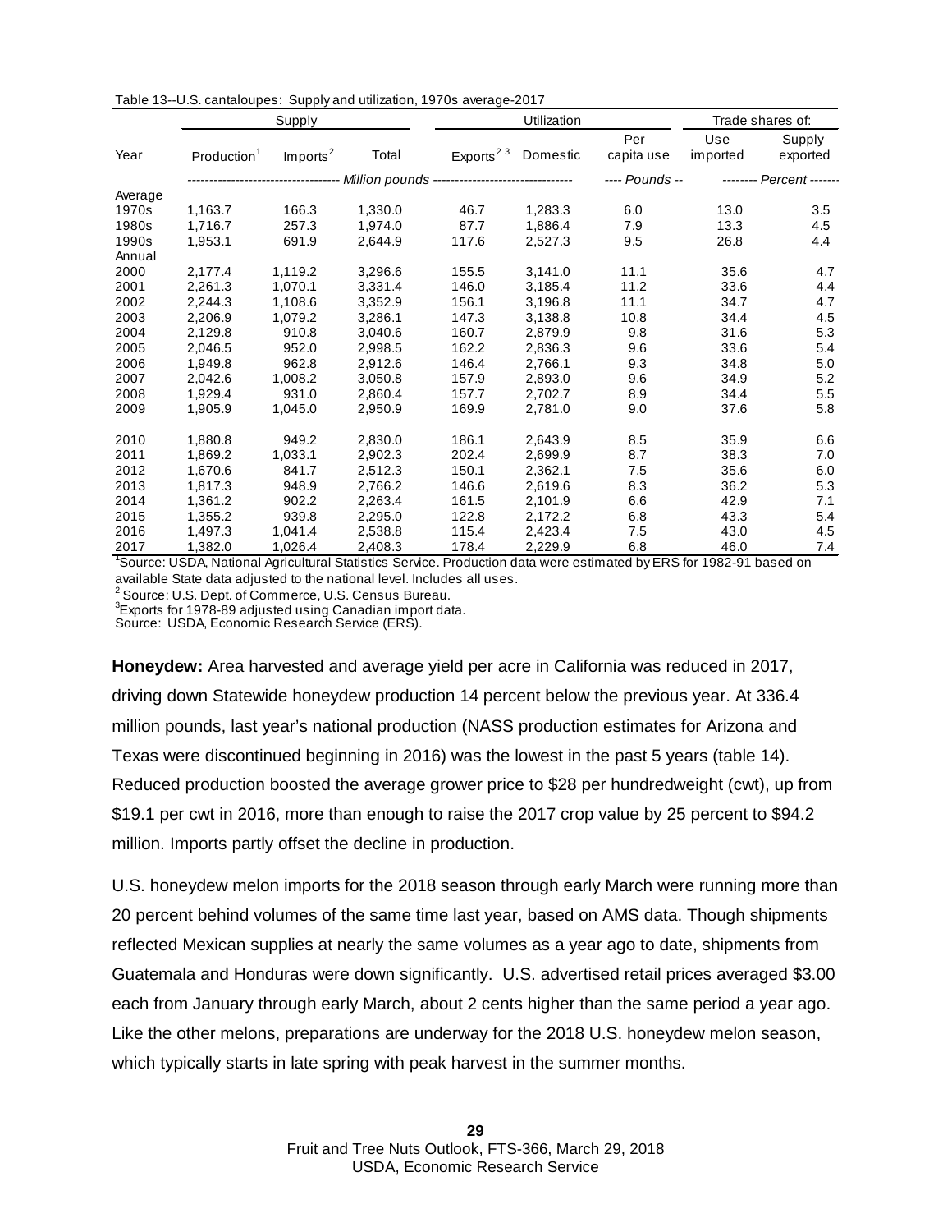Table 13--U.S. cantaloupes: Supply and utilization, 1970s average-2017

| Year | Supply | | | Utilization | | | Trade shares of: | |
|---|---|---|---|---|---|---|---|---|
| | Production[1] | Imports[2] | Total | Exports[2 3] | Domestic | Per capita use | Use imported | Supply exported |
| | Million pounds | | | | | Pounds | Percent | |
| Average | | | | | | | | |
| 1970s | 1,163.7 | 166.3 | 1,330.0 | 46.7 | 1,283.3 | 6.0 | 13.0 | 3.5 |
| 1980s | 1,716.7 | 257.3 | 1,974.0 | 87.7 | 1,886.4 | 7.9 | 13.3 | 4.5 |
| 1990s | 1,953.1 | 691.9 | 2,644.9 | 117.6 | 2,527.3 | 9.5 | 26.8 | 4.4 |
| Annual | | | | | | | | |
| 2000 | 2,177.4 | 1,119.2 | 3,296.6 | 155.5 | 3,141.0 | 11.1 | 35.6 | 4.7 |
| 2001 | 2,261.3 | 1,070.1 | 3,331.4 | 146.0 | 3,185.4 | 11.2 | 33.6 | 4.4 |
| 2002 | 2,244.3 | 1,108.6 | 3,352.9 | 156.1 | 3,196.8 | 11.1 | 34.7 | 4.7 |
| 2003 | 2,206.9 | 1,079.2 | 3,286.1 | 147.3 | 3,138.8 | 10.8 | 34.4 | 4.5 |
| 2004 | 2,129.8 | 910.8 | 3,040.6 | 160.7 | 2,879.9 | 9.8 | 31.6 | 5.3 |
| 2005 | 2,046.5 | 952.0 | 2,998.5 | 162.2 | 2,836.3 | 9.6 | 33.6 | 5.4 |
| 2006 | 1,949.8 | 962.8 | 2,912.6 | 146.4 | 2,766.1 | 9.3 | 34.8 | 5.0 |
| 2007 | 2,042.6 | 1,008.2 | 3,050.8 | 157.9 | 2,893.0 | 9.6 | 34.9 | 5.2 |
| 2008 | 1,929.4 | 931.0 | 2,860.4 | 157.7 | 2,702.7 | 8.9 | 34.4 | 5.5 |
| 2009 | 1,905.9 | 1,045.0 | 2,950.9 | 169.9 | 2,781.0 | 9.0 | 37.6 | 5.8 |
| 2010 | 1,880.8 | 949.2 | 2,830.0 | 186.1 | 2,643.9 | 8.5 | 35.9 | 6.6 |
| 2011 | 1,869.2 | 1,033.1 | 2,902.3 | 202.4 | 2,699.9 | 8.7 | 38.3 | 7.0 |
| 2012 | 1,670.6 | 841.7 | 2,512.3 | 150.1 | 2,362.1 | 7.5 | 35.6 | 6.0 |
| 2013 | 1,817.3 | 948.9 | 2,766.2 | 146.6 | 2,619.6 | 8.3 | 36.2 | 5.3 |
| 2014 | 1,361.2 | 902.2 | 2,263.4 | 161.5 | 2,101.9 | 6.6 | 42.9 | 7.1 |
| 2015 | 1,355.2 | 939.8 | 2,295.0 | 122.8 | 2,172.2 | 6.8 | 43.3 | 5.4 |
| 2016 | 1,497.3 | 1,041.4 | 2,538.8 | 115.4 | 2,423.4 | 7.5 | 43.0 | 4.5 |
| 2017 | 1,382.0 | 1,026.4 | 2,408.3 | 178.4 | 2,229.9 | 6.8 | 46.0 | 7.4 |

[1]Source: USDA, National Agricultural Statistics Service. Production data were estimated by ERS for 1982-91 based on available State data adjusted to the national level. Includes all uses.
[2] Source: U.S. Dept. of Commerce, U.S. Census Bureau.
[3]Exports for 1978-89 adjusted using Canadian import data.
Source: USDA, Economic Research Service (ERS).

**Honeydew:** Area harvested and average yield per acre in California was reduced in 2017, driving down Statewide honeydew production 14 percent below the previous year. At 336.4 million pounds, last year's national production (NASS production estimates for Arizona and Texas were discontinued beginning in 2016) was the lowest in the past 5 years (table 14). Reduced production boosted the average grower price to $28 per hundredweight (cwt), up from $19.1 per cwt in 2016, more than enough to raise the 2017 crop value by 25 percent to $94.2 million. Imports partly offset the decline in production.

U.S. honeydew melon imports for the 2018 season through early March were running more than 20 percent behind volumes of the same time last year, based on AMS data. Though shipments reflected Mexican supplies at nearly the same volumes as a year ago to date, shipments from Guatemala and Honduras were down significantly. U.S. advertised retail prices averaged $3.00 each from January through early March, about 2 cents higher than the same period a year ago. Like the other melons, preparations are underway for the 2018 U.S. honeydew melon season, which typically starts in late spring with peak harvest in the summer months.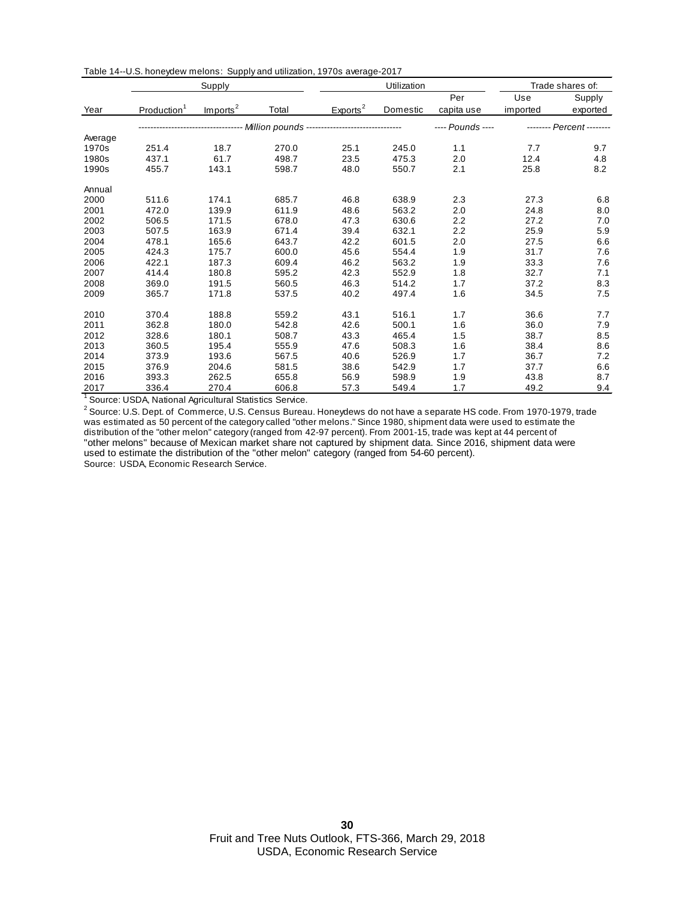Table 14--U.S. honeydew melons: Supply and utilization, 1970s average-2017

| Year | Supply | | | Utilization | | | Trade shares of: | |
|---|---|---|---|---|---|---|---|---|
| | Production[1] | Imports[2] | Total | Exports[2] | Domestic | Per capita use | Use imported | Supply exported |
| | *Million pounds* | | | | | *Pounds* | *Percent* | |
| Average | | | | | | | | |
| 1970s | 251.4 | 18.7 | 270.0 | 25.1 | 245.0 | 1.1 | 7.7 | 9.7 |
| 1980s | 437.1 | 61.7 | 498.7 | 23.5 | 475.3 | 2.0 | 12.4 | 4.8 |
| 1990s | 455.7 | 143.1 | 598.7 | 48.0 | 550.7 | 2.1 | 25.8 | 8.2 |
| Annual | | | | | | | | |
| 2000 | 511.6 | 174.1 | 685.7 | 46.8 | 638.9 | 2.3 | 27.3 | 6.8 |
| 2001 | 472.0 | 139.9 | 611.9 | 48.6 | 563.2 | 2.0 | 24.8 | 8.0 |
| 2002 | 506.5 | 171.5 | 678.0 | 47.3 | 630.6 | 2.2 | 27.2 | 7.0 |
| 2003 | 507.5 | 163.9 | 671.4 | 39.4 | 632.1 | 2.2 | 25.9 | 5.9 |
| 2004 | 478.1 | 165.6 | 643.7 | 42.2 | 601.5 | 2.0 | 27.5 | 6.6 |
| 2005 | 424.3 | 175.7 | 600.0 | 45.6 | 554.4 | 1.9 | 31.7 | 7.6 |
| 2006 | 422.1 | 187.3 | 609.4 | 46.2 | 563.2 | 1.9 | 33.3 | 7.6 |
| 2007 | 414.4 | 180.8 | 595.2 | 42.3 | 552.9 | 1.8 | 32.7 | 7.1 |
| 2008 | 369.0 | 191.5 | 560.5 | 46.3 | 514.2 | 1.7 | 37.2 | 8.3 |
| 2009 | 365.7 | 171.8 | 537.5 | 40.2 | 497.4 | 1.6 | 34.5 | 7.5 |
| 2010 | 370.4 | 188.8 | 559.2 | 43.1 | 516.1 | 1.7 | 36.6 | 7.7 |
| 2011 | 362.8 | 180.0 | 542.8 | 42.6 | 500.1 | 1.6 | 36.0 | 7.9 |
| 2012 | 328.6 | 180.1 | 508.7 | 43.3 | 465.4 | 1.5 | 38.7 | 8.5 |
| 2013 | 360.5 | 195.4 | 555.9 | 47.6 | 508.3 | 1.6 | 38.4 | 8.6 |
| 2014 | 373.9 | 193.6 | 567.5 | 40.6 | 526.9 | 1.7 | 36.7 | 7.2 |
| 2015 | 376.9 | 204.6 | 581.5 | 38.6 | 542.9 | 1.7 | 37.7 | 6.6 |
| 2016 | 393.3 | 262.5 | 655.8 | 56.9 | 598.9 | 1.9 | 43.8 | 8.7 |
| 2017 | 336.4 | 270.4 | 606.8 | 57.3 | 549.4 | 1.7 | 49.2 | 9.4 |

[1] Source: USDA, National Agricultural Statistics Service.

[2] Source: U.S. Dept. of Commerce, U.S. Census Bureau. Honeydews do not have a separate HS code. From 1970-1979, trade was estimated as 50 percent of the category called "other melons." Since 1980, shipment data were used to estimate the distribution of the "other melon" category (ranged from 42-97 percent). From 2001-15, trade was kept at 44 percent of "other melons" because of Mexican market share not captured by shipment data. Since 2016, shipment data were used to estimate the distribution of the "other melon" category (ranged from 54-60 percent).

Source: USDA, Economic Research Service.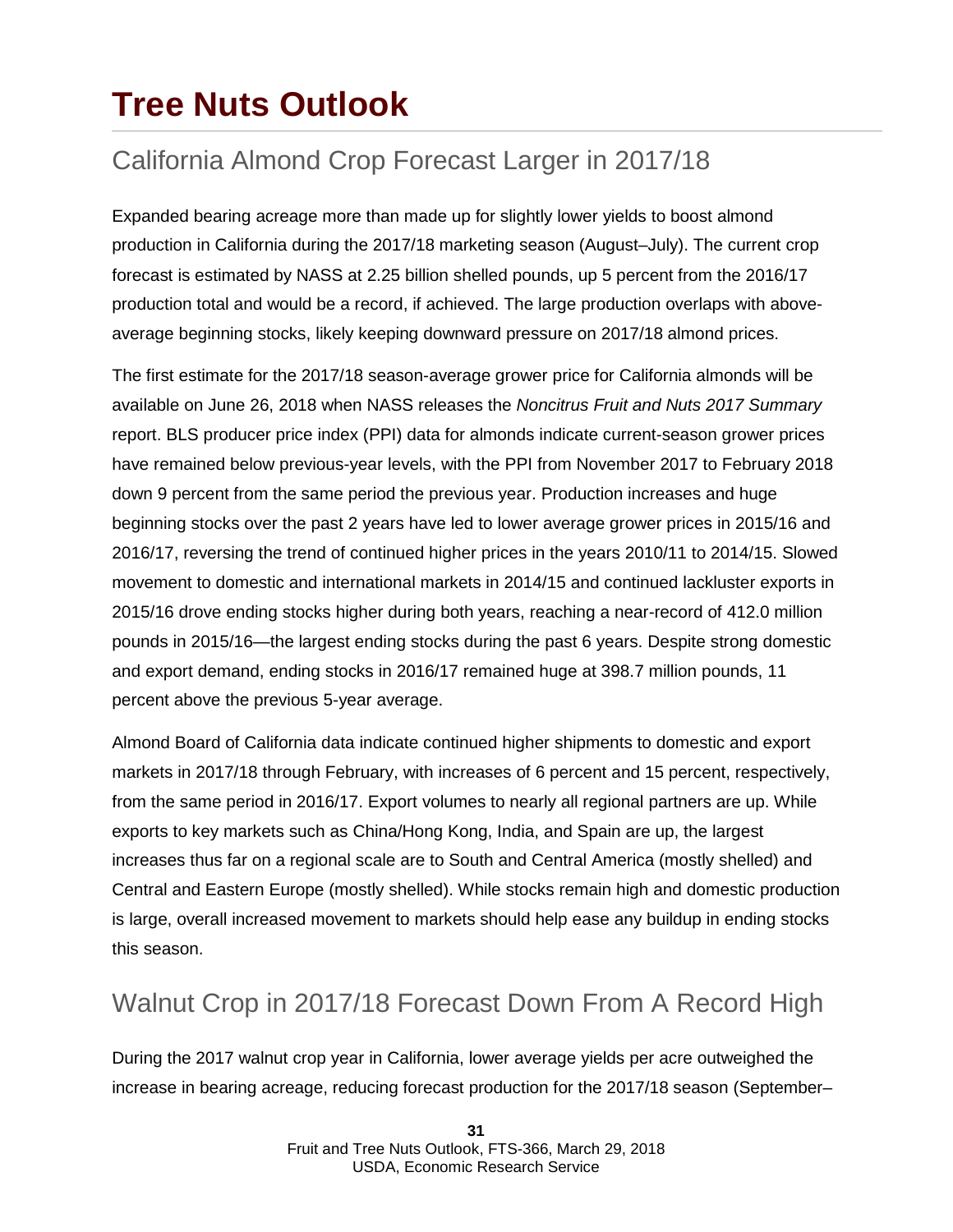# Tree Nuts Outlook

## California Almond Crop Forecast Larger in 2017/18

Expanded bearing acreage more than made up for slightly lower yields to boost almond production in California during the 2017/18 marketing season (August–July). The current crop forecast is estimated by NASS at 2.25 billion shelled pounds, up 5 percent from the 2016/17 production total and would be a record, if achieved. The large production overlaps with above-average beginning stocks, likely keeping downward pressure on 2017/18 almond prices.

The first estimate for the 2017/18 season-average grower price for California almonds will be available on June 26, 2018 when NASS releases the *Noncitrus Fruit and Nuts 2017 Summary* report. BLS producer price index (PPI) data for almonds indicate current-season grower prices have remained below previous-year levels, with the PPI from November 2017 to February 2018 down 9 percent from the same period the previous year. Production increases and huge beginning stocks over the past 2 years have led to lower average grower prices in 2015/16 and 2016/17, reversing the trend of continued higher prices in the years 2010/11 to 2014/15. Slowed movement to domestic and international markets in 2014/15 and continued lackluster exports in 2015/16 drove ending stocks higher during both years, reaching a near-record of 412.0 million pounds in 2015/16—the largest ending stocks during the past 6 years. Despite strong domestic and export demand, ending stocks in 2016/17 remained huge at 398.7 million pounds, 11 percent above the previous 5-year average.

Almond Board of California data indicate continued higher shipments to domestic and export markets in 2017/18 through February, with increases of 6 percent and 15 percent, respectively, from the same period in 2016/17. Export volumes to nearly all regional partners are up. While exports to key markets such as China/Hong Kong, India, and Spain are up, the largest increases thus far on a regional scale are to South and Central America (mostly shelled) and Central and Eastern Europe (mostly shelled). While stocks remain high and domestic production is large, overall increased movement to markets should help ease any buildup in ending stocks this season.

## Walnut Crop in 2017/18 Forecast Down From A Record High

During the 2017 walnut crop year in California, lower average yields per acre outweighed the increase in bearing acreage, reducing forecast production for the 2017/18 season (September–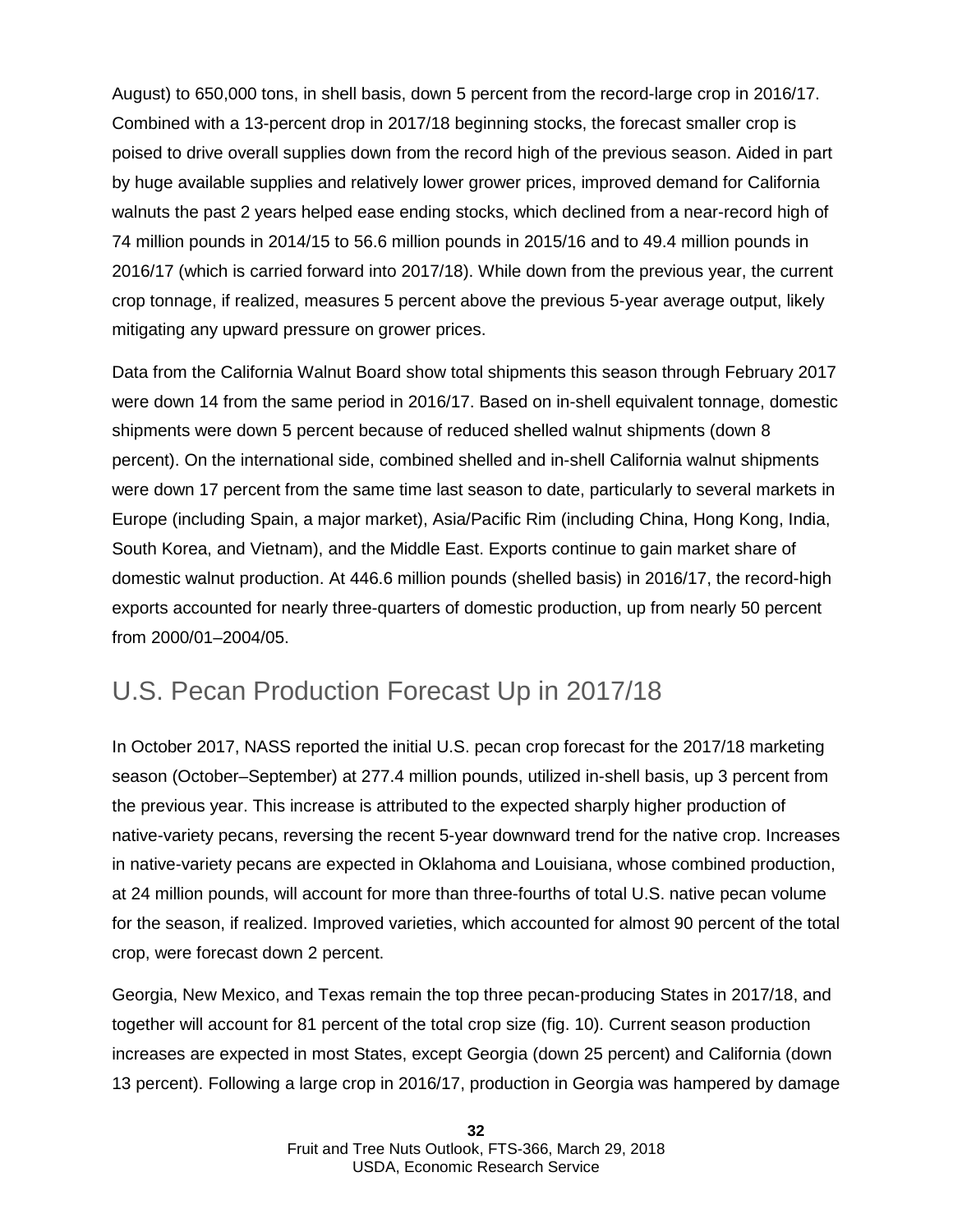August) to 650,000 tons, in shell basis, down 5 percent from the record-large crop in 2016/17. Combined with a 13-percent drop in 2017/18 beginning stocks, the forecast smaller crop is poised to drive overall supplies down from the record high of the previous season. Aided in part by huge available supplies and relatively lower grower prices, improved demand for California walnuts the past 2 years helped ease ending stocks, which declined from a near-record high of 74 million pounds in 2014/15 to 56.6 million pounds in 2015/16 and to 49.4 million pounds in 2016/17 (which is carried forward into 2017/18). While down from the previous year, the current crop tonnage, if realized, measures 5 percent above the previous 5-year average output, likely mitigating any upward pressure on grower prices.

Data from the California Walnut Board show total shipments this season through February 2017 were down 14 from the same period in 2016/17. Based on in-shell equivalent tonnage, domestic shipments were down 5 percent because of reduced shelled walnut shipments (down 8 percent). On the international side, combined shelled and in-shell California walnut shipments were down 17 percent from the same time last season to date, particularly to several markets in Europe (including Spain, a major market), Asia/Pacific Rim (including China, Hong Kong, India, South Korea, and Vietnam), and the Middle East. Exports continue to gain market share of domestic walnut production. At 446.6 million pounds (shelled basis) in 2016/17, the record-high exports accounted for nearly three-quarters of domestic production, up from nearly 50 percent from 2000/01–2004/05.

## U.S. Pecan Production Forecast Up in 2017/18

In October 2017, NASS reported the initial U.S. pecan crop forecast for the 2017/18 marketing season (October–September) at 277.4 million pounds, utilized in-shell basis, up 3 percent from the previous year. This increase is attributed to the expected sharply higher production of native-variety pecans, reversing the recent 5-year downward trend for the native crop. Increases in native-variety pecans are expected in Oklahoma and Louisiana, whose combined production, at 24 million pounds, will account for more than three-fourths of total U.S. native pecan volume for the season, if realized. Improved varieties, which accounted for almost 90 percent of the total crop, were forecast down 2 percent.

Georgia, New Mexico, and Texas remain the top three pecan-producing States in 2017/18, and together will account for 81 percent of the total crop size (fig. 10). Current season production increases are expected in most States, except Georgia (down 25 percent) and California (down 13 percent). Following a large crop in 2016/17, production in Georgia was hampered by damage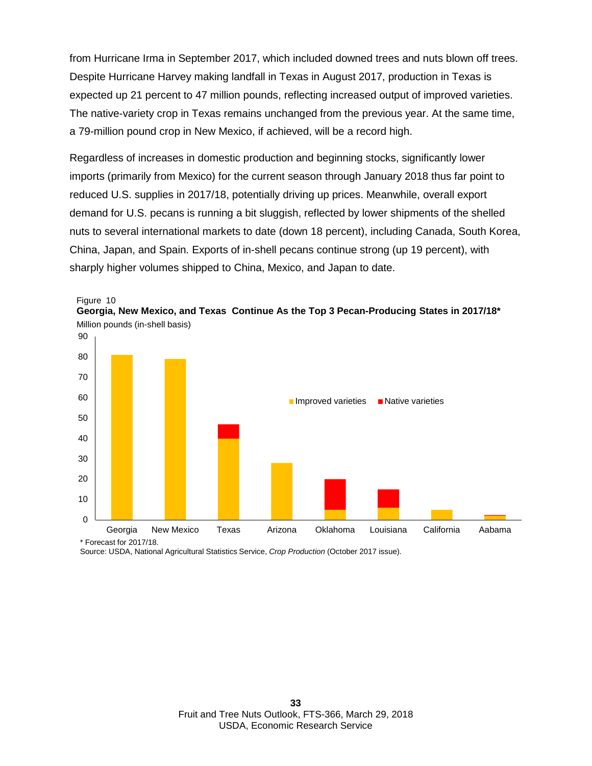from Hurricane Irma in September 2017, which included downed trees and nuts blown off trees. Despite Hurricane Harvey making landfall in Texas in August 2017, production in Texas is expected up 21 percent to 47 million pounds, reflecting increased output of improved varieties. The native-variety crop in Texas remains unchanged from the previous year. At the same time, a 79-million pound crop in New Mexico, if achieved, will be a record high.

Regardless of increases in domestic production and beginning stocks, significantly lower imports (primarily from Mexico) for the current season through January 2018 thus far point to reduced U.S. supplies in 2017/18, potentially driving up prices. Meanwhile, overall export demand for U.S. pecans is running a bit sluggish, reflected by lower shipments of the shelled nuts to several international markets to date (down 18 percent), including Canada, South Korea, China, Japan, and Spain. Exports of in-shell pecans continue strong (up 19 percent), with sharply higher volumes shipped to China, Mexico, and Japan to date.

Figure 10

**Georgia, New Mexico, and Texas Continue As the Top 3 Pecan-Producing States in 2017/18***

Million pounds (in-shell basis)

90
80
70
60
50
40
30
20
10
0

Improved varieties
Native varieties

Georgia
New Mexico
Texas
Arizona
Oklahoma
Louisiana
California
Aabama

\* Forecast for 2017/18.

Source: USDA, National Agricultural Statistics Service, *Crop Production* (October 2017 issue).